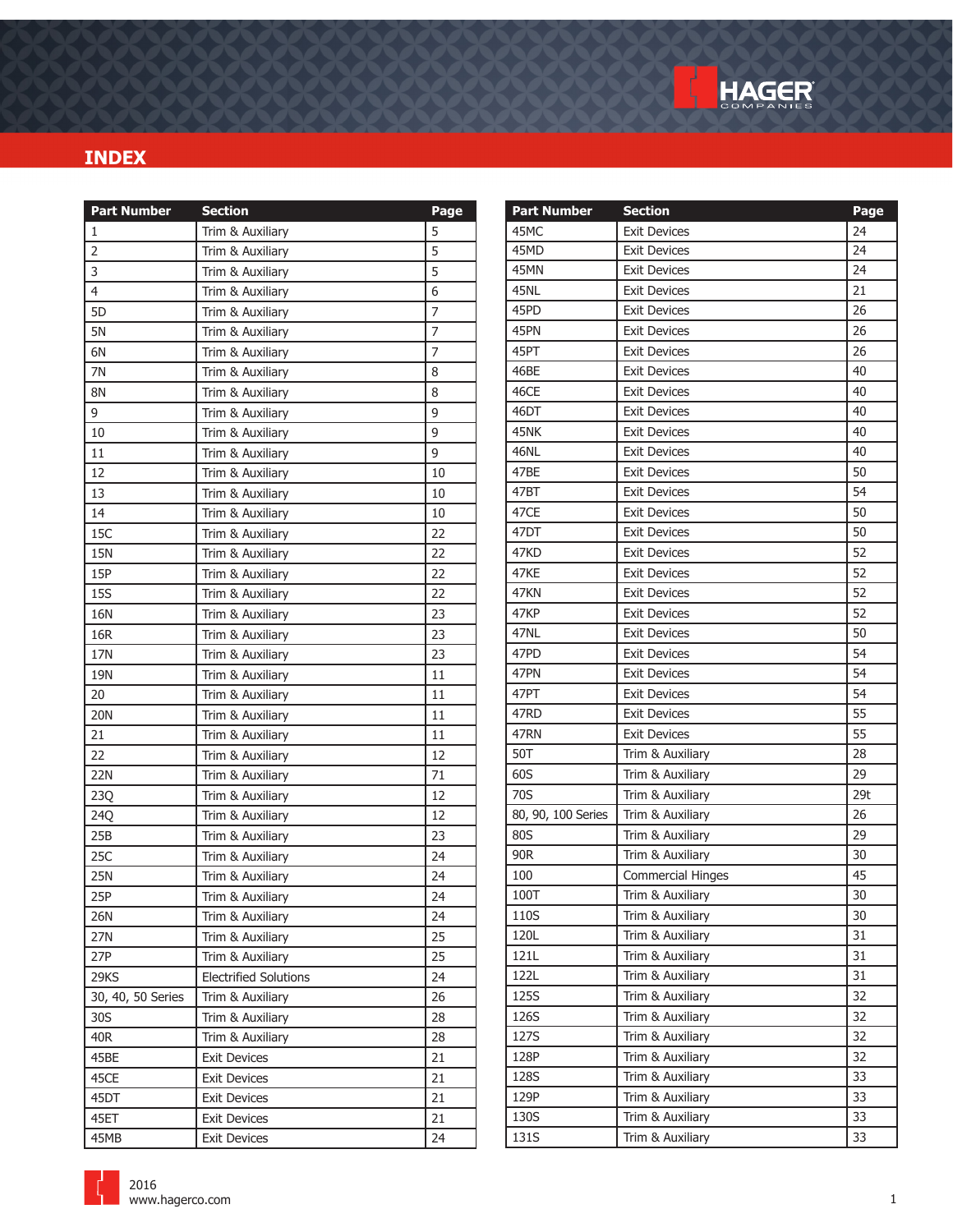# INDEX

| Part Number | Section | Page |
|---|---|---|
| 1 | Trim & Auxiliary | 5 |
| 2 | Trim & Auxiliary | 5 |
| 3 | Trim & Auxiliary | 5 |
| 4 | Trim & Auxiliary | 6 |
| 5D | Trim & Auxiliary | 7 |
| 5N | Trim & Auxiliary | 7 |
| 6N | Trim & Auxiliary | 7 |
| 7N | Trim & Auxiliary | 8 |
| 8N | Trim & Auxiliary | 8 |
| 9 | Trim & Auxiliary | 9 |
| 10 | Trim & Auxiliary | 9 |
| 11 | Trim & Auxiliary | 9 |
| 12 | Trim & Auxiliary | 10 |
| 13 | Trim & Auxiliary | 10 |
| 14 | Trim & Auxiliary | 10 |
| 15C | Trim & Auxiliary | 22 |
| 15N | Trim & Auxiliary | 22 |
| 15P | Trim & Auxiliary | 22 |
| 15S | Trim & Auxiliary | 22 |
| 16N | Trim & Auxiliary | 23 |
| 16R | Trim & Auxiliary | 23 |
| 17N | Trim & Auxiliary | 23 |
| 19N | Trim & Auxiliary | 11 |
| 20 | Trim & Auxiliary | 11 |
| 20N | Trim & Auxiliary | 11 |
| 21 | Trim & Auxiliary | 11 |
| 22 | Trim & Auxiliary | 12 |
| 22N | Trim & Auxiliary | 71 |
| 23Q | Trim & Auxiliary | 12 |
| 24Q | Trim & Auxiliary | 12 |
| 25B | Trim & Auxiliary | 23 |
| 25C | Trim & Auxiliary | 24 |
| 25N | Trim & Auxiliary | 24 |
| 25P | Trim & Auxiliary | 24 |
| 26N | Trim & Auxiliary | 24 |
| 27N | Trim & Auxiliary | 25 |
| 27P | Trim & Auxiliary | 25 |
| 29KS | Electrified Solutions | 24 |
| 30, 40, 50 Series | Trim & Auxiliary | 26 |
| 30S | Trim & Auxiliary | 28 |
| 40R | Trim & Auxiliary | 28 |
| 45BE | Exit Devices | 21 |
| 45CE | Exit Devices | 21 |
| 45DT | Exit Devices | 21 |
| 45ET | Exit Devices | 21 |
| 45MB | Exit Devices | 24 |

| Part Number | Section | Page |
|---|---|---|
| 45MC | Exit Devices | 24 |
| 45MD | Exit Devices | 24 |
| 45MN | Exit Devices | 24 |
| 45NL | Exit Devices | 21 |
| 45PD | Exit Devices | 26 |
| 45PN | Exit Devices | 26 |
| 45PT | Exit Devices | 26 |
| 46BE | Exit Devices | 40 |
| 46CE | Exit Devices | 40 |
| 46DT | Exit Devices | 40 |
| 45NK | Exit Devices | 40 |
| 46NL | Exit Devices | 40 |
| 47BE | Exit Devices | 50 |
| 47BT | Exit Devices | 54 |
| 47CE | Exit Devices | 50 |
| 47DT | Exit Devices | 50 |
| 47KD | Exit Devices | 52 |
| 47KE | Exit Devices | 52 |
| 47KN | Exit Devices | 52 |
| 47KP | Exit Devices | 52 |
| 47NL | Exit Devices | 50 |
| 47PD | Exit Devices | 54 |
| 47PN | Exit Devices | 54 |
| 47PT | Exit Devices | 54 |
| 47RD | Exit Devices | 55 |
| 47RN | Exit Devices | 55 |
| 50T | Trim & Auxiliary | 28 |
| 60S | Trim & Auxiliary | 29 |
| 70S | Trim & Auxiliary | 29t |
| 80, 90, 100 Series | Trim & Auxiliary | 26 |
| 80S | Trim & Auxiliary | 29 |
| 90R | Trim & Auxiliary | 30 |
| 100 | Commercial Hinges | 45 |
| 100T | Trim & Auxiliary | 30 |
| 110S | Trim & Auxiliary | 30 |
| 120L | Trim & Auxiliary | 31 |
| 121L | Trim & Auxiliary | 31 |
| 122L | Trim & Auxiliary | 31 |
| 125S | Trim & Auxiliary | 32 |
| 126S | Trim & Auxiliary | 32 |
| 127S | Trim & Auxiliary | 32 |
| 128P | Trim & Auxiliary | 32 |
| 128S | Trim & Auxiliary | 33 |
| 129P | Trim & Auxiliary | 33 |
| 130S | Trim & Auxiliary | 33 |
| 131S | Trim & Auxiliary | 33 |

2016
www.hagerco.com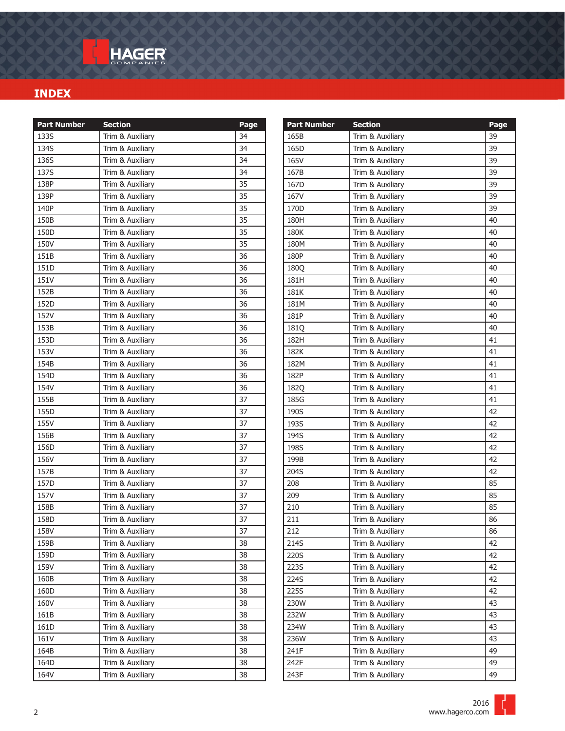# INDEX

| Part Number | Section | Page |
|---|---|---|
| 133S | Trim & Auxiliary | 34 |
| 134S | Trim & Auxiliary | 34 |
| 136S | Trim & Auxiliary | 34 |
| 137S | Trim & Auxiliary | 34 |
| 138P | Trim & Auxiliary | 35 |
| 139P | Trim & Auxiliary | 35 |
| 140P | Trim & Auxiliary | 35 |
| 150B | Trim & Auxiliary | 35 |
| 150D | Trim & Auxiliary | 35 |
| 150V | Trim & Auxiliary | 35 |
| 151B | Trim & Auxiliary | 36 |
| 151D | Trim & Auxiliary | 36 |
| 151V | Trim & Auxiliary | 36 |
| 152B | Trim & Auxiliary | 36 |
| 152D | Trim & Auxiliary | 36 |
| 152V | Trim & Auxiliary | 36 |
| 153B | Trim & Auxiliary | 36 |
| 153D | Trim & Auxiliary | 36 |
| 153V | Trim & Auxiliary | 36 |
| 154B | Trim & Auxiliary | 36 |
| 154D | Trim & Auxiliary | 36 |
| 154V | Trim & Auxiliary | 36 |
| 155B | Trim & Auxiliary | 37 |
| 155D | Trim & Auxiliary | 37 |
| 155V | Trim & Auxiliary | 37 |
| 156B | Trim & Auxiliary | 37 |
| 156D | Trim & Auxiliary | 37 |
| 156V | Trim & Auxiliary | 37 |
| 157B | Trim & Auxiliary | 37 |
| 157D | Trim & Auxiliary | 37 |
| 157V | Trim & Auxiliary | 37 |
| 158B | Trim & Auxiliary | 37 |
| 158D | Trim & Auxiliary | 37 |
| 158V | Trim & Auxiliary | 37 |
| 159B | Trim & Auxiliary | 38 |
| 159D | Trim & Auxiliary | 38 |
| 159V | Trim & Auxiliary | 38 |
| 160B | Trim & Auxiliary | 38 |
| 160D | Trim & Auxiliary | 38 |
| 160V | Trim & Auxiliary | 38 |
| 161B | Trim & Auxiliary | 38 |
| 161D | Trim & Auxiliary | 38 |
| 161V | Trim & Auxiliary | 38 |
| 164B | Trim & Auxiliary | 38 |
| 164D | Trim & Auxiliary | 38 |
| 164V | Trim & Auxiliary | 38 |
| 165B | Trim & Auxiliary | 39 |
| 165D | Trim & Auxiliary | 39 |
| 165V | Trim & Auxiliary | 39 |
| 167B | Trim & Auxiliary | 39 |
| 167D | Trim & Auxiliary | 39 |
| 167V | Trim & Auxiliary | 39 |
| 170D | Trim & Auxiliary | 39 |
| 180H | Trim & Auxiliary | 40 |
| 180K | Trim & Auxiliary | 40 |
| 180M | Trim & Auxiliary | 40 |
| 180P | Trim & Auxiliary | 40 |
| 180Q | Trim & Auxiliary | 40 |
| 181H | Trim & Auxiliary | 40 |
| 181K | Trim & Auxiliary | 40 |
| 181M | Trim & Auxiliary | 40 |
| 181P | Trim & Auxiliary | 40 |
| 181Q | Trim & Auxiliary | 40 |
| 182H | Trim & Auxiliary | 41 |
| 182K | Trim & Auxiliary | 41 |
| 182M | Trim & Auxiliary | 41 |
| 182P | Trim & Auxiliary | 41 |
| 182Q | Trim & Auxiliary | 41 |
| 185G | Trim & Auxiliary | 41 |
| 190S | Trim & Auxiliary | 42 |
| 193S | Trim & Auxiliary | 42 |
| 194S | Trim & Auxiliary | 42 |
| 198S | Trim & Auxiliary | 42 |
| 199B | Trim & Auxiliary | 42 |
| 204S | Trim & Auxiliary | 42 |
| 208 | Trim & Auxiliary | 85 |
| 209 | Trim & Auxiliary | 85 |
| 210 | Trim & Auxiliary | 85 |
| 211 | Trim & Auxiliary | 86 |
| 212 | Trim & Auxiliary | 86 |
| 214S | Trim & Auxiliary | 42 |
| 220S | Trim & Auxiliary | 42 |
| 223S | Trim & Auxiliary | 42 |
| 224S | Trim & Auxiliary | 42 |
| 225S | Trim & Auxiliary | 42 |
| 230W | Trim & Auxiliary | 43 |
| 232W | Trim & Auxiliary | 43 |
| 234W | Trim & Auxiliary | 43 |
| 236W | Trim & Auxiliary | 43 |
| 241F | Trim & Auxiliary | 49 |
| 242F | Trim & Auxiliary | 49 |
| 243F | Trim & Auxiliary | 49 |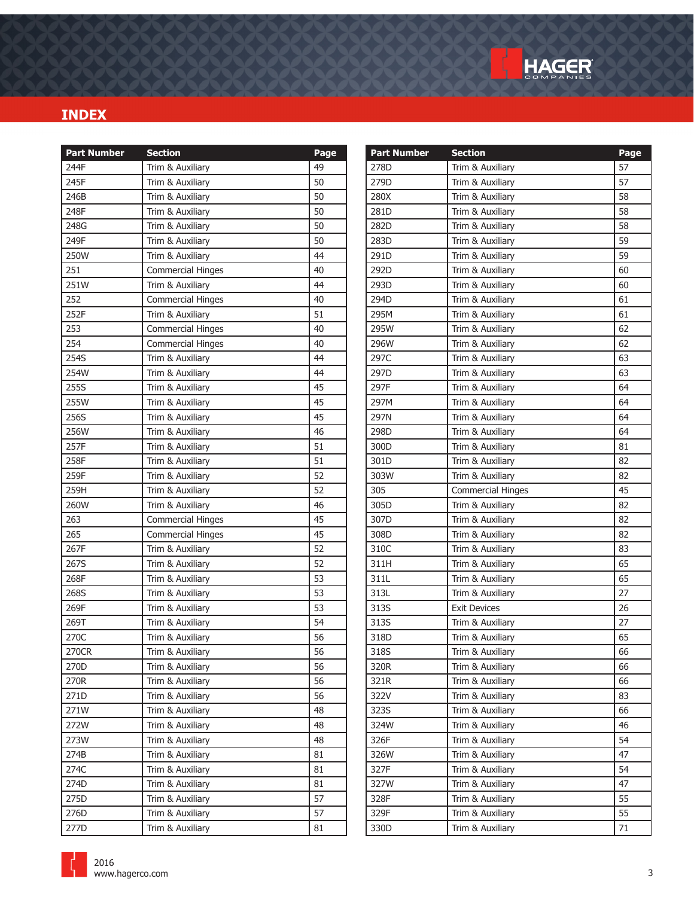# INDEX

| Part Number | Section | Page |
|---|---|---|
| 244F | Trim & Auxiliary | 49 |
| 245F | Trim & Auxiliary | 50 |
| 246B | Trim & Auxiliary | 50 |
| 248F | Trim & Auxiliary | 50 |
| 248G | Trim & Auxiliary | 50 |
| 249F | Trim & Auxiliary | 50 |
| 250W | Trim & Auxiliary | 44 |
| 251 | Commercial Hinges | 40 |
| 251W | Trim & Auxiliary | 44 |
| 252 | Commercial Hinges | 40 |
| 252F | Trim & Auxiliary | 51 |
| 253 | Commercial Hinges | 40 |
| 254 | Commercial Hinges | 40 |
| 254S | Trim & Auxiliary | 44 |
| 254W | Trim & Auxiliary | 44 |
| 255S | Trim & Auxiliary | 45 |
| 255W | Trim & Auxiliary | 45 |
| 256S | Trim & Auxiliary | 45 |
| 256W | Trim & Auxiliary | 46 |
| 257F | Trim & Auxiliary | 51 |
| 258F | Trim & Auxiliary | 51 |
| 259F | Trim & Auxiliary | 52 |
| 259H | Trim & Auxiliary | 52 |
| 260W | Trim & Auxiliary | 46 |
| 263 | Commercial Hinges | 45 |
| 265 | Commercial Hinges | 45 |
| 267F | Trim & Auxiliary | 52 |
| 267S | Trim & Auxiliary | 52 |
| 268F | Trim & Auxiliary | 53 |
| 268S | Trim & Auxiliary | 53 |
| 269F | Trim & Auxiliary | 53 |
| 269T | Trim & Auxiliary | 54 |
| 270C | Trim & Auxiliary | 56 |
| 270CR | Trim & Auxiliary | 56 |
| 270D | Trim & Auxiliary | 56 |
| 270R | Trim & Auxiliary | 56 |
| 271D | Trim & Auxiliary | 56 |
| 271W | Trim & Auxiliary | 48 |
| 272W | Trim & Auxiliary | 48 |
| 273W | Trim & Auxiliary | 48 |
| 274B | Trim & Auxiliary | 81 |
| 274C | Trim & Auxiliary | 81 |
| 274D | Trim & Auxiliary | 81 |
| 275D | Trim & Auxiliary | 57 |
| 276D | Trim & Auxiliary | 57 |
| 277D | Trim & Auxiliary | 81 |
| 278D | Trim & Auxiliary | 57 |
| 279D | Trim & Auxiliary | 57 |
| 280X | Trim & Auxiliary | 58 |
| 281D | Trim & Auxiliary | 58 |
| 282D | Trim & Auxiliary | 58 |
| 283D | Trim & Auxiliary | 59 |
| 291D | Trim & Auxiliary | 59 |
| 292D | Trim & Auxiliary | 60 |
| 293D | Trim & Auxiliary | 60 |
| 294D | Trim & Auxiliary | 61 |
| 295M | Trim & Auxiliary | 61 |
| 295W | Trim & Auxiliary | 62 |
| 296W | Trim & Auxiliary | 62 |
| 297C | Trim & Auxiliary | 63 |
| 297D | Trim & Auxiliary | 63 |
| 297F | Trim & Auxiliary | 64 |
| 297M | Trim & Auxiliary | 64 |
| 297N | Trim & Auxiliary | 64 |
| 298D | Trim & Auxiliary | 64 |
| 300D | Trim & Auxiliary | 81 |
| 301D | Trim & Auxiliary | 82 |
| 303W | Trim & Auxiliary | 82 |
| 305 | Commercial Hinges | 45 |
| 305D | Trim & Auxiliary | 82 |
| 307D | Trim & Auxiliary | 82 |
| 308D | Trim & Auxiliary | 82 |
| 310C | Trim & Auxiliary | 83 |
| 311H | Trim & Auxiliary | 65 |
| 311L | Trim & Auxiliary | 65 |
| 313L | Trim & Auxiliary | 27 |
| 313S | Exit Devices | 26 |
| 313S | Trim & Auxiliary | 27 |
| 318D | Trim & Auxiliary | 65 |
| 318S | Trim & Auxiliary | 66 |
| 320R | Trim & Auxiliary | 66 |
| 321R | Trim & Auxiliary | 66 |
| 322V | Trim & Auxiliary | 83 |
| 323S | Trim & Auxiliary | 66 |
| 324W | Trim & Auxiliary | 46 |
| 326F | Trim & Auxiliary | 54 |
| 326W | Trim & Auxiliary | 47 |
| 327F | Trim & Auxiliary | 54 |
| 327W | Trim & Auxiliary | 47 |
| 328F | Trim & Auxiliary | 55 |
| 329F | Trim & Auxiliary | 55 |
| 330D | Trim & Auxiliary | 71 |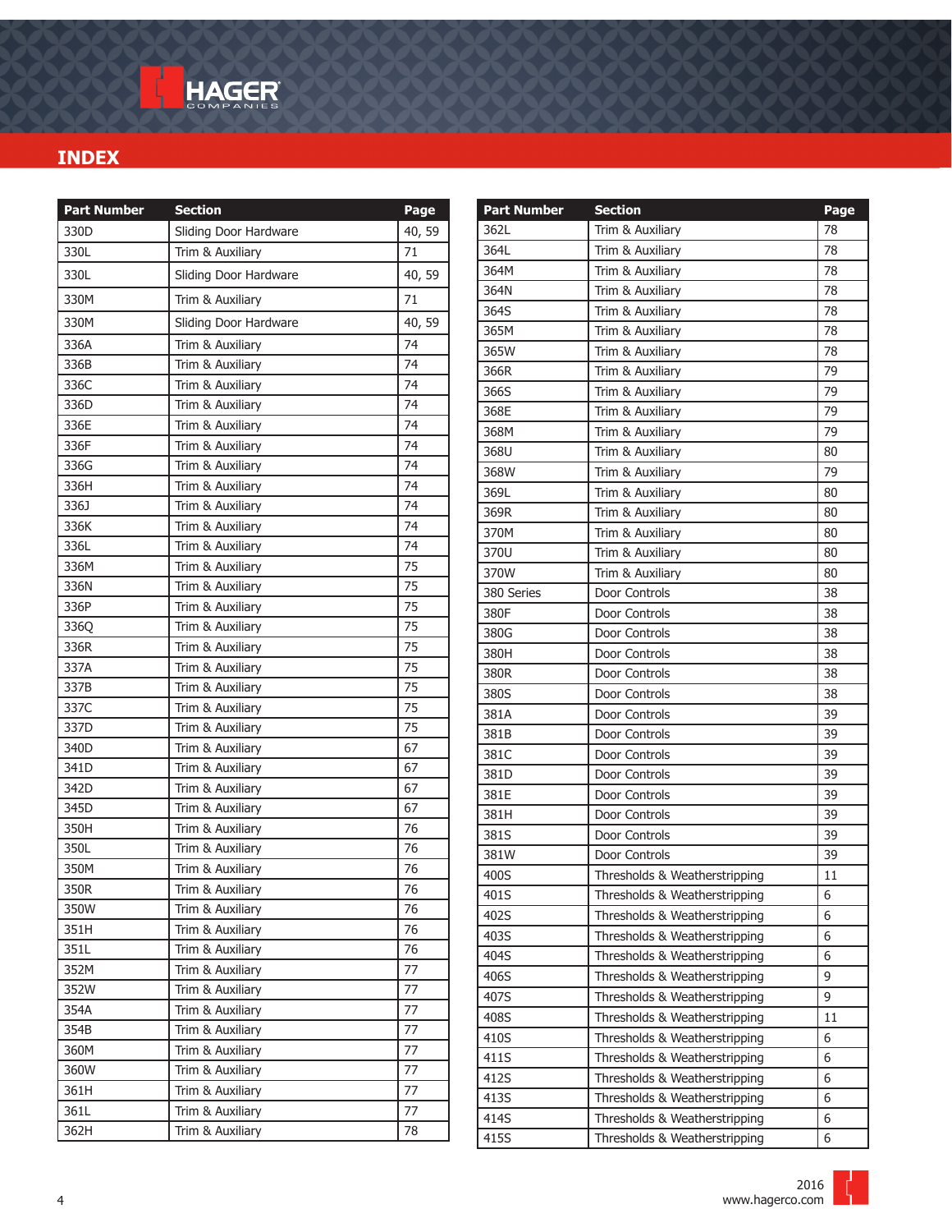# INDEX

| Part Number | Section | Page |
|---|---|---|
| 330D | Sliding Door Hardware | 40, 59 |
| 330L | Trim & Auxiliary | 71 |
| 330L | Sliding Door Hardware | 40, 59 |
| 330M | Trim & Auxiliary | 71 |
| 330M | Sliding Door Hardware | 40, 59 |
| 336A | Trim & Auxiliary | 74 |
| 336B | Trim & Auxiliary | 74 |
| 336C | Trim & Auxiliary | 74 |
| 336D | Trim & Auxiliary | 74 |
| 336E | Trim & Auxiliary | 74 |
| 336F | Trim & Auxiliary | 74 |
| 336G | Trim & Auxiliary | 74 |
| 336H | Trim & Auxiliary | 74 |
| 336J | Trim & Auxiliary | 74 |
| 336K | Trim & Auxiliary | 74 |
| 336L | Trim & Auxiliary | 74 |
| 336M | Trim & Auxiliary | 75 |
| 336N | Trim & Auxiliary | 75 |
| 336P | Trim & Auxiliary | 75 |
| 336Q | Trim & Auxiliary | 75 |
| 336R | Trim & Auxiliary | 75 |
| 337A | Trim & Auxiliary | 75 |
| 337B | Trim & Auxiliary | 75 |
| 337C | Trim & Auxiliary | 75 |
| 337D | Trim & Auxiliary | 75 |
| 340D | Trim & Auxiliary | 67 |
| 341D | Trim & Auxiliary | 67 |
| 342D | Trim & Auxiliary | 67 |
| 345D | Trim & Auxiliary | 67 |
| 350H | Trim & Auxiliary | 76 |
| 350L | Trim & Auxiliary | 76 |
| 350M | Trim & Auxiliary | 76 |
| 350R | Trim & Auxiliary | 76 |
| 350W | Trim & Auxiliary | 76 |
| 351H | Trim & Auxiliary | 76 |
| 351L | Trim & Auxiliary | 76 |
| 352M | Trim & Auxiliary | 77 |
| 352W | Trim & Auxiliary | 77 |
| 354A | Trim & Auxiliary | 77 |
| 354B | Trim & Auxiliary | 77 |
| 360M | Trim & Auxiliary | 77 |
| 360W | Trim & Auxiliary | 77 |
| 361H | Trim & Auxiliary | 77 |
| 361L | Trim & Auxiliary | 77 |
| 362H | Trim & Auxiliary | 78 |
| 362L | Trim & Auxiliary | 78 |
| 364L | Trim & Auxiliary | 78 |
| 364M | Trim & Auxiliary | 78 |
| 364N | Trim & Auxiliary | 78 |
| 364S | Trim & Auxiliary | 78 |
| 365M | Trim & Auxiliary | 78 |
| 365W | Trim & Auxiliary | 78 |
| 366R | Trim & Auxiliary | 79 |
| 366S | Trim & Auxiliary | 79 |
| 368E | Trim & Auxiliary | 79 |
| 368M | Trim & Auxiliary | 79 |
| 368U | Trim & Auxiliary | 80 |
| 368W | Trim & Auxiliary | 79 |
| 369L | Trim & Auxiliary | 80 |
| 369R | Trim & Auxiliary | 80 |
| 370M | Trim & Auxiliary | 80 |
| 370U | Trim & Auxiliary | 80 |
| 370W | Trim & Auxiliary | 80 |
| 380 Series | Door Controls | 38 |
| 380F | Door Controls | 38 |
| 380G | Door Controls | 38 |
| 380H | Door Controls | 38 |
| 380R | Door Controls | 38 |
| 380S | Door Controls | 38 |
| 381A | Door Controls | 39 |
| 381B | Door Controls | 39 |
| 381C | Door Controls | 39 |
| 381D | Door Controls | 39 |
| 381E | Door Controls | 39 |
| 381H | Door Controls | 39 |
| 381S | Door Controls | 39 |
| 381W | Door Controls | 39 |
| 400S | Thresholds & Weatherstripping | 11 |
| 401S | Thresholds & Weatherstripping | 6 |
| 402S | Thresholds & Weatherstripping | 6 |
| 403S | Thresholds & Weatherstripping | 6 |
| 404S | Thresholds & Weatherstripping | 6 |
| 406S | Thresholds & Weatherstripping | 9 |
| 407S | Thresholds & Weatherstripping | 9 |
| 408S | Thresholds & Weatherstripping | 11 |
| 410S | Thresholds & Weatherstripping | 6 |
| 411S | Thresholds & Weatherstripping | 6 |
| 412S | Thresholds & Weatherstripping | 6 |
| 413S | Thresholds & Weatherstripping | 6 |
| 414S | Thresholds & Weatherstripping | 6 |
| 415S | Thresholds & Weatherstripping | 6 |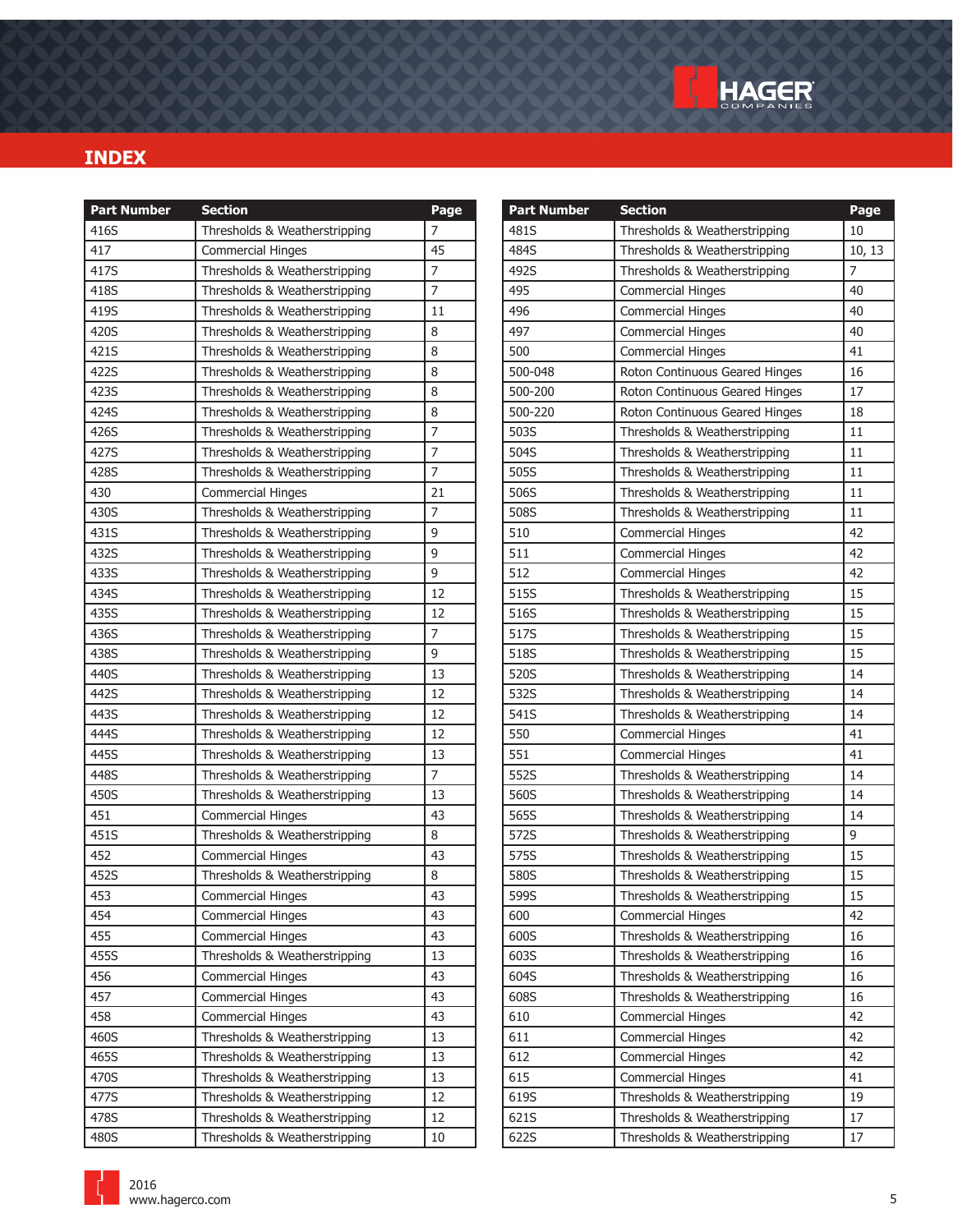# INDEX

| Part Number | Section | Page |
|---|---|---|
| 416S | Thresholds & Weatherstripping | 7 |
| 417 | Commercial Hinges | 45 |
| 417S | Thresholds & Weatherstripping | 7 |
| 418S | Thresholds & Weatherstripping | 7 |
| 419S | Thresholds & Weatherstripping | 11 |
| 420S | Thresholds & Weatherstripping | 8 |
| 421S | Thresholds & Weatherstripping | 8 |
| 422S | Thresholds & Weatherstripping | 8 |
| 423S | Thresholds & Weatherstripping | 8 |
| 424S | Thresholds & Weatherstripping | 8 |
| 426S | Thresholds & Weatherstripping | 7 |
| 427S | Thresholds & Weatherstripping | 7 |
| 428S | Thresholds & Weatherstripping | 7 |
| 430 | Commercial Hinges | 21 |
| 430S | Thresholds & Weatherstripping | 7 |
| 431S | Thresholds & Weatherstripping | 9 |
| 432S | Thresholds & Weatherstripping | 9 |
| 433S | Thresholds & Weatherstripping | 9 |
| 434S | Thresholds & Weatherstripping | 12 |
| 435S | Thresholds & Weatherstripping | 12 |
| 436S | Thresholds & Weatherstripping | 7 |
| 438S | Thresholds & Weatherstripping | 9 |
| 440S | Thresholds & Weatherstripping | 13 |
| 442S | Thresholds & Weatherstripping | 12 |
| 443S | Thresholds & Weatherstripping | 12 |
| 444S | Thresholds & Weatherstripping | 12 |
| 445S | Thresholds & Weatherstripping | 13 |
| 448S | Thresholds & Weatherstripping | 7 |
| 450S | Thresholds & Weatherstripping | 13 |
| 451 | Commercial Hinges | 43 |
| 451S | Thresholds & Weatherstripping | 8 |
| 452 | Commercial Hinges | 43 |
| 452S | Thresholds & Weatherstripping | 8 |
| 453 | Commercial Hinges | 43 |
| 454 | Commercial Hinges | 43 |
| 455 | Commercial Hinges | 43 |
| 455S | Thresholds & Weatherstripping | 13 |
| 456 | Commercial Hinges | 43 |
| 457 | Commercial Hinges | 43 |
| 458 | Commercial Hinges | 43 |
| 460S | Thresholds & Weatherstripping | 13 |
| 465S | Thresholds & Weatherstripping | 13 |
| 470S | Thresholds & Weatherstripping | 13 |
| 477S | Thresholds & Weatherstripping | 12 |
| 478S | Thresholds & Weatherstripping | 12 |
| 480S | Thresholds & Weatherstripping | 10 |

| Part Number | Section | Page |
|---|---|---|
| 481S | Thresholds & Weatherstripping | 10 |
| 484S | Thresholds & Weatherstripping | 10, 13 |
| 492S | Thresholds & Weatherstripping | 7 |
| 495 | Commercial Hinges | 40 |
| 496 | Commercial Hinges | 40 |
| 497 | Commercial Hinges | 40 |
| 500 | Commercial Hinges | 41 |
| 500-048 | Roton Continuous Geared Hinges | 16 |
| 500-200 | Roton Continuous Geared Hinges | 17 |
| 500-220 | Roton Continuous Geared Hinges | 18 |
| 503S | Thresholds & Weatherstripping | 11 |
| 504S | Thresholds & Weatherstripping | 11 |
| 505S | Thresholds & Weatherstripping | 11 |
| 506S | Thresholds & Weatherstripping | 11 |
| 508S | Thresholds & Weatherstripping | 11 |
| 510 | Commercial Hinges | 42 |
| 511 | Commercial Hinges | 42 |
| 512 | Commercial Hinges | 42 |
| 515S | Thresholds & Weatherstripping | 15 |
| 516S | Thresholds & Weatherstripping | 15 |
| 517S | Thresholds & Weatherstripping | 15 |
| 518S | Thresholds & Weatherstripping | 15 |
| 520S | Thresholds & Weatherstripping | 14 |
| 532S | Thresholds & Weatherstripping | 14 |
| 541S | Thresholds & Weatherstripping | 14 |
| 550 | Commercial Hinges | 41 |
| 551 | Commercial Hinges | 41 |
| 552S | Thresholds & Weatherstripping | 14 |
| 560S | Thresholds & Weatherstripping | 14 |
| 565S | Thresholds & Weatherstripping | 14 |
| 572S | Thresholds & Weatherstripping | 9 |
| 575S | Thresholds & Weatherstripping | 15 |
| 580S | Thresholds & Weatherstripping | 15 |
| 599S | Thresholds & Weatherstripping | 15 |
| 600 | Commercial Hinges | 42 |
| 600S | Thresholds & Weatherstripping | 16 |
| 603S | Thresholds & Weatherstripping | 16 |
| 604S | Thresholds & Weatherstripping | 16 |
| 608S | Thresholds & Weatherstripping | 16 |
| 610 | Commercial Hinges | 42 |
| 611 | Commercial Hinges | 42 |
| 612 | Commercial Hinges | 42 |
| 615 | Commercial Hinges | 41 |
| 619S | Thresholds & Weatherstripping | 19 |
| 621S | Thresholds & Weatherstripping | 17 |
| 622S | Thresholds & Weatherstripping | 17 |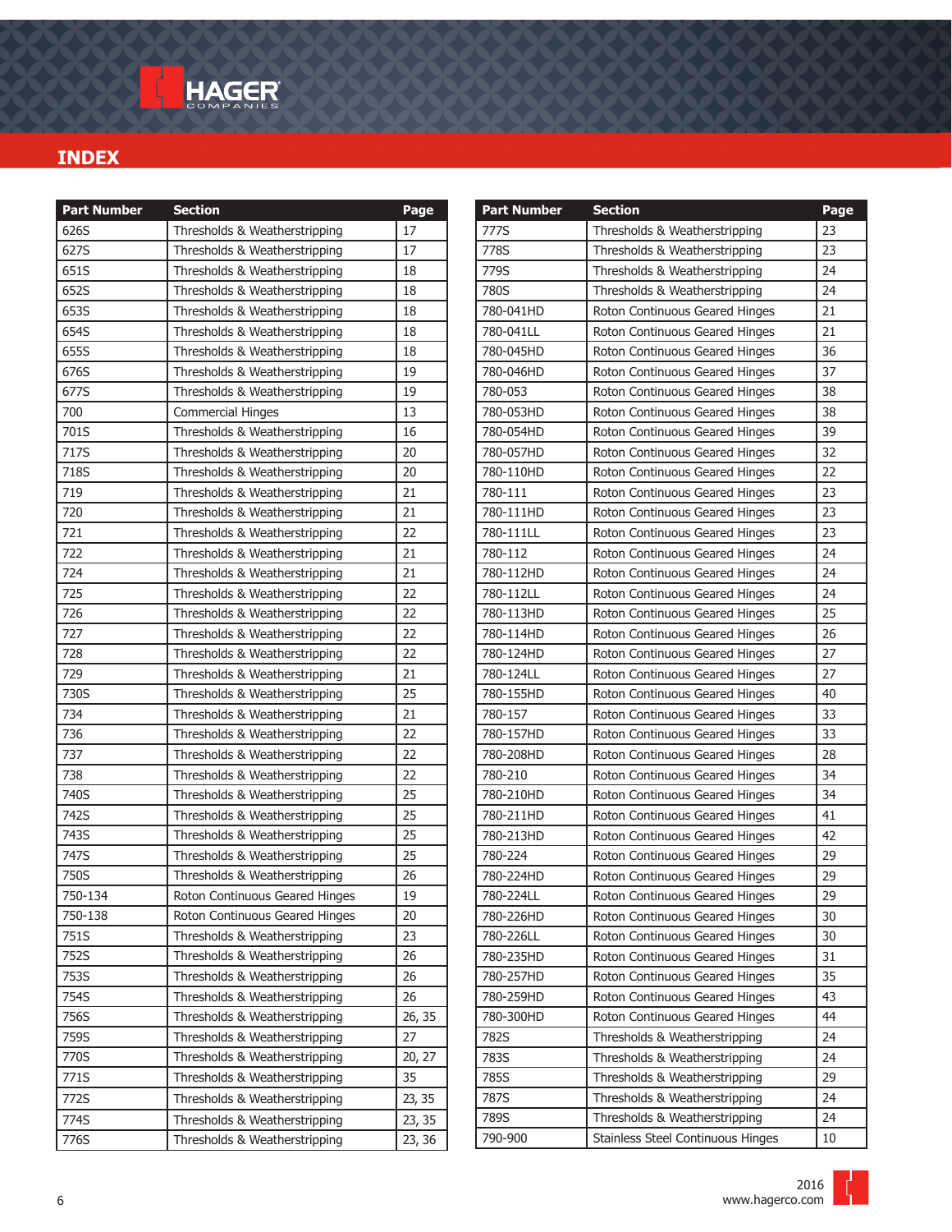# INDEX

| Part Number | Section | Page |
|---|---|---|
| 626S | Thresholds & Weatherstripping | 17 |
| 627S | Thresholds & Weatherstripping | 17 |
| 651S | Thresholds & Weatherstripping | 18 |
| 652S | Thresholds & Weatherstripping | 18 |
| 653S | Thresholds & Weatherstripping | 18 |
| 654S | Thresholds & Weatherstripping | 18 |
| 655S | Thresholds & Weatherstripping | 18 |
| 676S | Thresholds & Weatherstripping | 19 |
| 677S | Thresholds & Weatherstripping | 19 |
| 700 | Commercial Hinges | 13 |
| 701S | Thresholds & Weatherstripping | 16 |
| 717S | Thresholds & Weatherstripping | 20 |
| 718S | Thresholds & Weatherstripping | 20 |
| 719 | Thresholds & Weatherstripping | 21 |
| 720 | Thresholds & Weatherstripping | 21 |
| 721 | Thresholds & Weatherstripping | 22 |
| 722 | Thresholds & Weatherstripping | 21 |
| 724 | Thresholds & Weatherstripping | 21 |
| 725 | Thresholds & Weatherstripping | 22 |
| 726 | Thresholds & Weatherstripping | 22 |
| 727 | Thresholds & Weatherstripping | 22 |
| 728 | Thresholds & Weatherstripping | 22 |
| 729 | Thresholds & Weatherstripping | 21 |
| 730S | Thresholds & Weatherstripping | 25 |
| 734 | Thresholds & Weatherstripping | 21 |
| 736 | Thresholds & Weatherstripping | 22 |
| 737 | Thresholds & Weatherstripping | 22 |
| 738 | Thresholds & Weatherstripping | 22 |
| 740S | Thresholds & Weatherstripping | 25 |
| 742S | Thresholds & Weatherstripping | 25 |
| 743S | Thresholds & Weatherstripping | 25 |
| 747S | Thresholds & Weatherstripping | 25 |
| 750S | Thresholds & Weatherstripping | 26 |
| 750-134 | Roton Continuous Geared Hinges | 19 |
| 750-138 | Roton Continuous Geared Hinges | 20 |
| 751S | Thresholds & Weatherstripping | 23 |
| 752S | Thresholds & Weatherstripping | 26 |
| 753S | Thresholds & Weatherstripping | 26 |
| 754S | Thresholds & Weatherstripping | 26 |
| 756S | Thresholds & Weatherstripping | 26, 35 |
| 759S | Thresholds & Weatherstripping | 27 |
| 770S | Thresholds & Weatherstripping | 20, 27 |
| 771S | Thresholds & Weatherstripping | 35 |
| 772S | Thresholds & Weatherstripping | 23, 35 |
| 774S | Thresholds & Weatherstripping | 23, 35 |
| 776S | Thresholds & Weatherstripping | 23, 36 |
| 777S | Thresholds & Weatherstripping | 23 |
| 778S | Thresholds & Weatherstripping | 23 |
| 779S | Thresholds & Weatherstripping | 24 |
| 780S | Thresholds & Weatherstripping | 24 |
| 780-041HD | Roton Continuous Geared Hinges | 21 |
| 780-041LL | Roton Continuous Geared Hinges | 21 |
| 780-045HD | Roton Continuous Geared Hinges | 36 |
| 780-046HD | Roton Continuous Geared Hinges | 37 |
| 780-053 | Roton Continuous Geared Hinges | 38 |
| 780-053HD | Roton Continuous Geared Hinges | 38 |
| 780-054HD | Roton Continuous Geared Hinges | 39 |
| 780-057HD | Roton Continuous Geared Hinges | 32 |
| 780-110HD | Roton Continuous Geared Hinges | 22 |
| 780-111 | Roton Continuous Geared Hinges | 23 |
| 780-111HD | Roton Continuous Geared Hinges | 23 |
| 780-111LL | Roton Continuous Geared Hinges | 23 |
| 780-112 | Roton Continuous Geared Hinges | 24 |
| 780-112HD | Roton Continuous Geared Hinges | 24 |
| 780-112LL | Roton Continuous Geared Hinges | 24 |
| 780-113HD | Roton Continuous Geared Hinges | 25 |
| 780-114HD | Roton Continuous Geared Hinges | 26 |
| 780-124HD | Roton Continuous Geared Hinges | 27 |
| 780-124LL | Roton Continuous Geared Hinges | 27 |
| 780-155HD | Roton Continuous Geared Hinges | 40 |
| 780-157 | Roton Continuous Geared Hinges | 33 |
| 780-157HD | Roton Continuous Geared Hinges | 33 |
| 780-208HD | Roton Continuous Geared Hinges | 28 |
| 780-210 | Roton Continuous Geared Hinges | 34 |
| 780-210HD | Roton Continuous Geared Hinges | 34 |
| 780-211HD | Roton Continuous Geared Hinges | 41 |
| 780-213HD | Roton Continuous Geared Hinges | 42 |
| 780-224 | Roton Continuous Geared Hinges | 29 |
| 780-224HD | Roton Continuous Geared Hinges | 29 |
| 780-224LL | Roton Continuous Geared Hinges | 29 |
| 780-226HD | Roton Continuous Geared Hinges | 30 |
| 780-226LL | Roton Continuous Geared Hinges | 30 |
| 780-235HD | Roton Continuous Geared Hinges | 31 |
| 780-257HD | Roton Continuous Geared Hinges | 35 |
| 780-259HD | Roton Continuous Geared Hinges | 43 |
| 780-300HD | Roton Continuous Geared Hinges | 44 |
| 782S | Thresholds & Weatherstripping | 24 |
| 783S | Thresholds & Weatherstripping | 24 |
| 785S | Thresholds & Weatherstripping | 29 |
| 787S | Thresholds & Weatherstripping | 24 |
| 789S | Thresholds & Weatherstripping | 24 |
| 790-900 | Stainless Steel Continuous Hinges | 10 |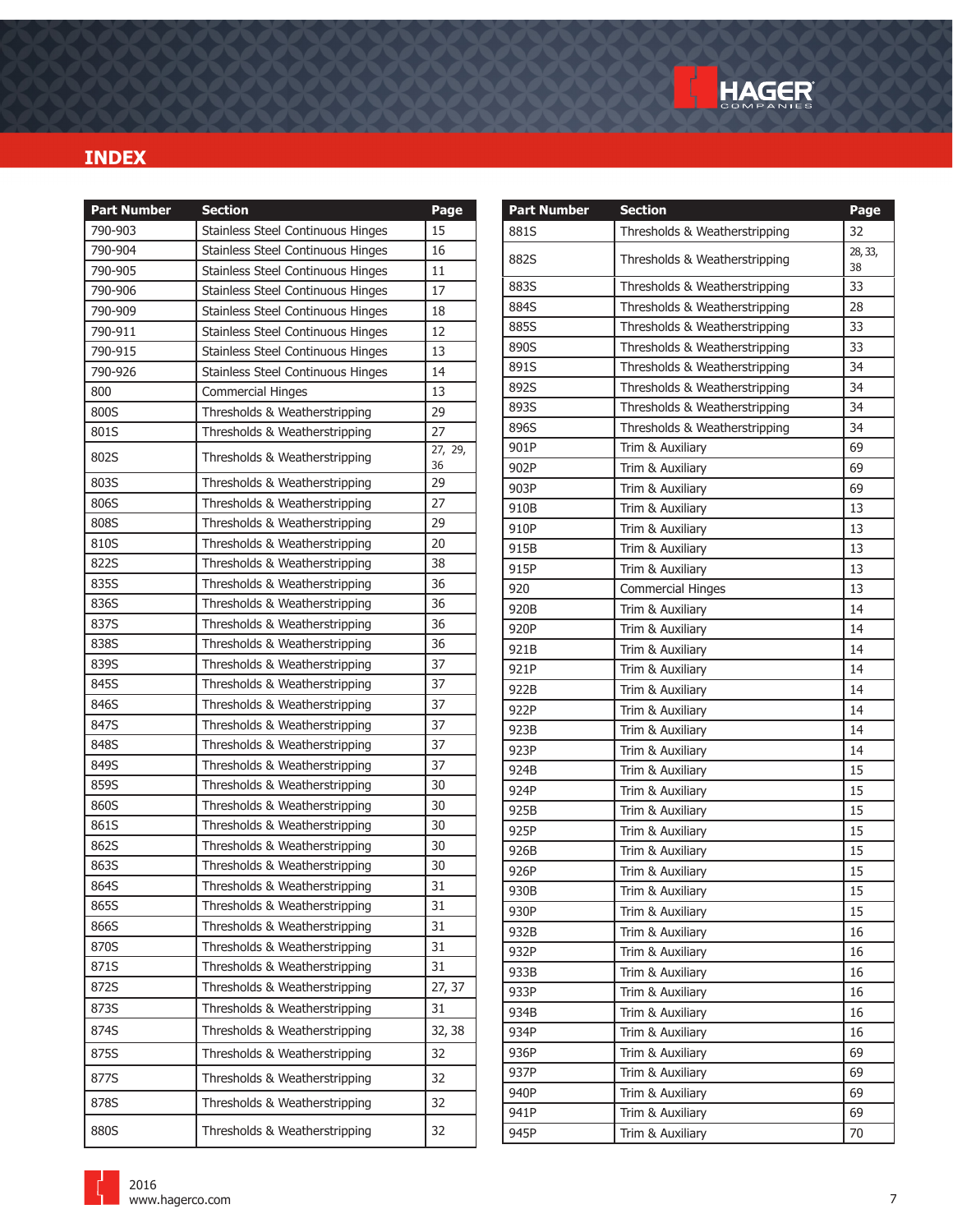# INDEX

| Part Number | Section | Page |
|---|---|---|
| 790-903 | Stainless Steel Continuous Hinges | 15 |
| 790-904 | Stainless Steel Continuous Hinges | 16 |
| 790-905 | Stainless Steel Continuous Hinges | 11 |
| 790-906 | Stainless Steel Continuous Hinges | 17 |
| 790-909 | Stainless Steel Continuous Hinges | 18 |
| 790-911 | Stainless Steel Continuous Hinges | 12 |
| 790-915 | Stainless Steel Continuous Hinges | 13 |
| 790-926 | Stainless Steel Continuous Hinges | 14 |
| 800 | Commercial Hinges | 13 |
| 800S | Thresholds & Weatherstripping | 29 |
| 801S | Thresholds & Weatherstripping | 27 |
| 802S | Thresholds & Weatherstripping | 27, 29, 36 |
| 803S | Thresholds & Weatherstripping | 29 |
| 806S | Thresholds & Weatherstripping | 27 |
| 808S | Thresholds & Weatherstripping | 29 |
| 810S | Thresholds & Weatherstripping | 20 |
| 822S | Thresholds & Weatherstripping | 38 |
| 835S | Thresholds & Weatherstripping | 36 |
| 836S | Thresholds & Weatherstripping | 36 |
| 837S | Thresholds & Weatherstripping | 36 |
| 838S | Thresholds & Weatherstripping | 36 |
| 839S | Thresholds & Weatherstripping | 37 |
| 845S | Thresholds & Weatherstripping | 37 |
| 846S | Thresholds & Weatherstripping | 37 |
| 847S | Thresholds & Weatherstripping | 37 |
| 848S | Thresholds & Weatherstripping | 37 |
| 849S | Thresholds & Weatherstripping | 37 |
| 859S | Thresholds & Weatherstripping | 30 |
| 860S | Thresholds & Weatherstripping | 30 |
| 861S | Thresholds & Weatherstripping | 30 |
| 862S | Thresholds & Weatherstripping | 30 |
| 863S | Thresholds & Weatherstripping | 30 |
| 864S | Thresholds & Weatherstripping | 31 |
| 865S | Thresholds & Weatherstripping | 31 |
| 866S | Thresholds & Weatherstripping | 31 |
| 870S | Thresholds & Weatherstripping | 31 |
| 871S | Thresholds & Weatherstripping | 31 |
| 872S | Thresholds & Weatherstripping | 27, 37 |
| 873S | Thresholds & Weatherstripping | 31 |
| 874S | Thresholds & Weatherstripping | 32, 38 |
| 875S | Thresholds & Weatherstripping | 32 |
| 877S | Thresholds & Weatherstripping | 32 |
| 878S | Thresholds & Weatherstripping | 32 |
| 880S | Thresholds & Weatherstripping | 32 |
| 881S | Thresholds & Weatherstripping | 32 |
| 882S | Thresholds & Weatherstripping | 28, 33, 38 |
| 883S | Thresholds & Weatherstripping | 33 |
| 884S | Thresholds & Weatherstripping | 28 |
| 885S | Thresholds & Weatherstripping | 33 |
| 890S | Thresholds & Weatherstripping | 33 |
| 891S | Thresholds & Weatherstripping | 34 |
| 892S | Thresholds & Weatherstripping | 34 |
| 893S | Thresholds & Weatherstripping | 34 |
| 896S | Thresholds & Weatherstripping | 34 |
| 901P | Trim & Auxiliary | 69 |
| 902P | Trim & Auxiliary | 69 |
| 903P | Trim & Auxiliary | 69 |
| 910B | Trim & Auxiliary | 13 |
| 910P | Trim & Auxiliary | 13 |
| 915B | Trim & Auxiliary | 13 |
| 915P | Trim & Auxiliary | 13 |
| 920 | Commercial Hinges | 13 |
| 920B | Trim & Auxiliary | 14 |
| 920P | Trim & Auxiliary | 14 |
| 921B | Trim & Auxiliary | 14 |
| 921P | Trim & Auxiliary | 14 |
| 922B | Trim & Auxiliary | 14 |
| 922P | Trim & Auxiliary | 14 |
| 923B | Trim & Auxiliary | 14 |
| 923P | Trim & Auxiliary | 14 |
| 924B | Trim & Auxiliary | 15 |
| 924P | Trim & Auxiliary | 15 |
| 925B | Trim & Auxiliary | 15 |
| 925P | Trim & Auxiliary | 15 |
| 926B | Trim & Auxiliary | 15 |
| 926P | Trim & Auxiliary | 15 |
| 930B | Trim & Auxiliary | 15 |
| 930P | Trim & Auxiliary | 15 |
| 932B | Trim & Auxiliary | 16 |
| 932P | Trim & Auxiliary | 16 |
| 933B | Trim & Auxiliary | 16 |
| 933P | Trim & Auxiliary | 16 |
| 934B | Trim & Auxiliary | 16 |
| 934P | Trim & Auxiliary | 16 |
| 936P | Trim & Auxiliary | 69 |
| 937P | Trim & Auxiliary | 69 |
| 940P | Trim & Auxiliary | 69 |
| 941P | Trim & Auxiliary | 69 |
| 945P | Trim & Auxiliary | 70 |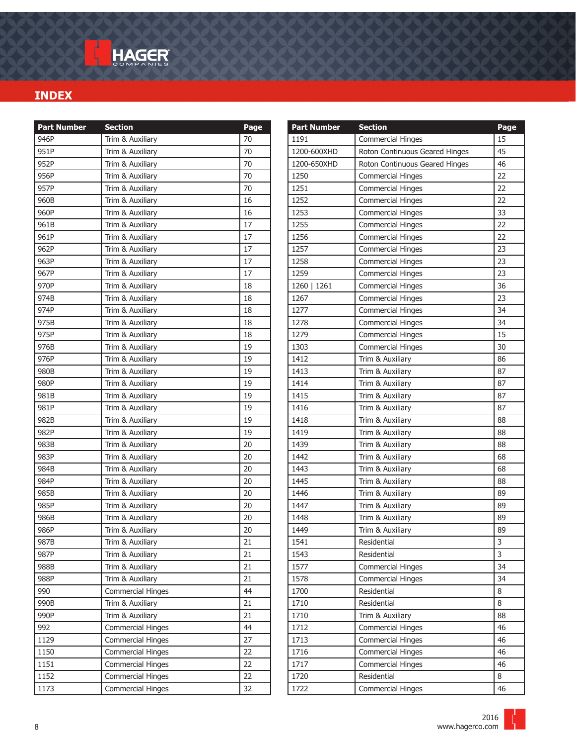# INDEX

| Part Number | Section | Page |
|---|---|---|
| 946P | Trim & Auxiliary | 70 |
| 951P | Trim & Auxiliary | 70 |
| 952P | Trim & Auxiliary | 70 |
| 956P | Trim & Auxiliary | 70 |
| 957P | Trim & Auxiliary | 70 |
| 960B | Trim & Auxiliary | 16 |
| 960P | Trim & Auxiliary | 16 |
| 961B | Trim & Auxiliary | 17 |
| 961P | Trim & Auxiliary | 17 |
| 962P | Trim & Auxiliary | 17 |
| 963P | Trim & Auxiliary | 17 |
| 967P | Trim & Auxiliary | 17 |
| 970P | Trim & Auxiliary | 18 |
| 974B | Trim & Auxiliary | 18 |
| 974P | Trim & Auxiliary | 18 |
| 975B | Trim & Auxiliary | 18 |
| 975P | Trim & Auxiliary | 18 |
| 976B | Trim & Auxiliary | 19 |
| 976P | Trim & Auxiliary | 19 |
| 980B | Trim & Auxiliary | 19 |
| 980P | Trim & Auxiliary | 19 |
| 981B | Trim & Auxiliary | 19 |
| 981P | Trim & Auxiliary | 19 |
| 982B | Trim & Auxiliary | 19 |
| 982P | Trim & Auxiliary | 19 |
| 983B | Trim & Auxiliary | 20 |
| 983P | Trim & Auxiliary | 20 |
| 984B | Trim & Auxiliary | 20 |
| 984P | Trim & Auxiliary | 20 |
| 985B | Trim & Auxiliary | 20 |
| 985P | Trim & Auxiliary | 20 |
| 986B | Trim & Auxiliary | 20 |
| 986P | Trim & Auxiliary | 20 |
| 987B | Trim & Auxiliary | 21 |
| 987P | Trim & Auxiliary | 21 |
| 988B | Trim & Auxiliary | 21 |
| 988P | Trim & Auxiliary | 21 |
| 990 | Commercial Hinges | 44 |
| 990B | Trim & Auxiliary | 21 |
| 990P | Trim & Auxiliary | 21 |
| 992 | Commercial Hinges | 44 |
| 1129 | Commercial Hinges | 27 |
| 1150 | Commercial Hinges | 22 |
| 1151 | Commercial Hinges | 22 |
| 1152 | Commercial Hinges | 22 |
| 1173 | Commercial Hinges | 32 |
| 1191 | Commercial Hinges | 15 |
| 1200-600XHD | Roton Continuous Geared Hinges | 45 |
| 1200-650XHD | Roton Continuous Geared Hinges | 46 |
| 1250 | Commercial Hinges | 22 |
| 1251 | Commercial Hinges | 22 |
| 1252 | Commercial Hinges | 22 |
| 1253 | Commercial Hinges | 33 |
| 1255 | Commercial Hinges | 22 |
| 1256 | Commercial Hinges | 22 |
| 1257 | Commercial Hinges | 23 |
| 1258 | Commercial Hinges | 23 |
| 1259 | Commercial Hinges | 23 |
| 1260 \| 1261 | Commercial Hinges | 36 |
| 1267 | Commercial Hinges | 23 |
| 1277 | Commercial Hinges | 34 |
| 1278 | Commercial Hinges | 34 |
| 1279 | Commercial Hinges | 15 |
| 1303 | Commercial Hinges | 30 |
| 1412 | Trim & Auxiliary | 86 |
| 1413 | Trim & Auxiliary | 87 |
| 1414 | Trim & Auxiliary | 87 |
| 1415 | Trim & Auxiliary | 87 |
| 1416 | Trim & Auxiliary | 87 |
| 1418 | Trim & Auxiliary | 88 |
| 1419 | Trim & Auxiliary | 88 |
| 1439 | Trim & Auxiliary | 88 |
| 1442 | Trim & Auxiliary | 68 |
| 1443 | Trim & Auxiliary | 68 |
| 1445 | Trim & Auxiliary | 88 |
| 1446 | Trim & Auxiliary | 89 |
| 1447 | Trim & Auxiliary | 89 |
| 1448 | Trim & Auxiliary | 89 |
| 1449 | Trim & Auxiliary | 89 |
| 1541 | Residential | 3 |
| 1543 | Residential | 3 |
| 1577 | Commercial Hinges | 34 |
| 1578 | Commercial Hinges | 34 |
| 1700 | Residential | 8 |
| 1710 | Residential | 8 |
| 1710 | Trim & Auxiliary | 88 |
| 1712 | Commercial Hinges | 46 |
| 1713 | Commercial Hinges | 46 |
| 1716 | Commercial Hinges | 46 |
| 1717 | Commercial Hinges | 46 |
| 1720 | Residential | 8 |
| 1722 | Commercial Hinges | 46 |

2016
www.hagerco.com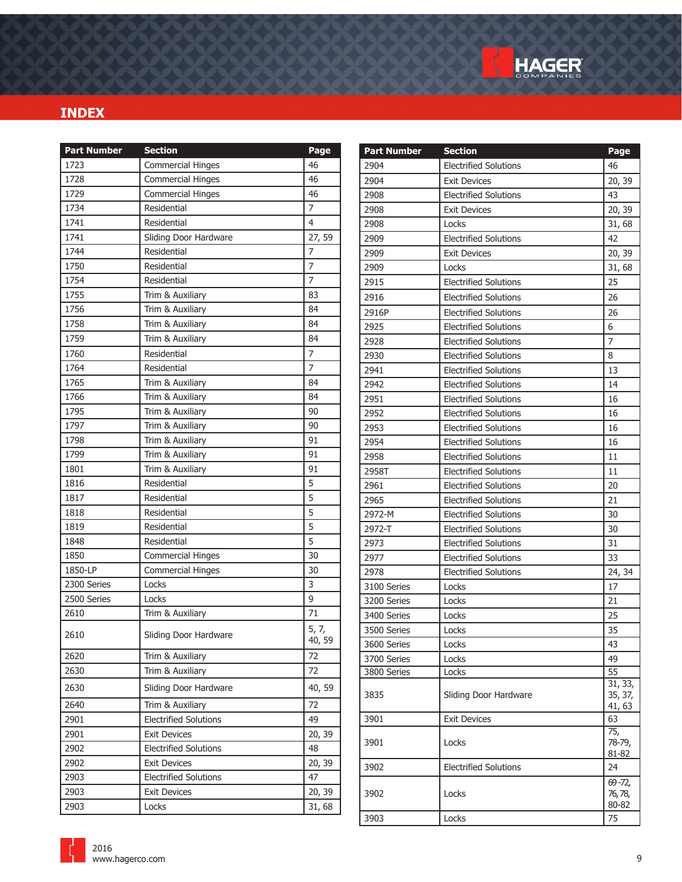## INDEX

| Part Number | Section | Page |
|---|---|---|
| 1723 | Commercial Hinges | 46 |
| 1728 | Commercial Hinges | 46 |
| 1729 | Commercial Hinges | 46 |
| 1734 | Residential | 7 |
| 1741 | Residential | 4 |
| 1741 | Sliding Door Hardware | 27, 59 |
| 1744 | Residential | 7 |
| 1750 | Residential | 7 |
| 1754 | Residential | 7 |
| 1755 | Trim & Auxiliary | 83 |
| 1756 | Trim & Auxiliary | 84 |
| 1758 | Trim & Auxiliary | 84 |
| 1759 | Trim & Auxiliary | 84 |
| 1760 | Residential | 7 |
| 1764 | Residential | 7 |
| 1765 | Trim & Auxiliary | 84 |
| 1766 | Trim & Auxiliary | 84 |
| 1795 | Trim & Auxiliary | 90 |
| 1797 | Trim & Auxiliary | 90 |
| 1798 | Trim & Auxiliary | 91 |
| 1799 | Trim & Auxiliary | 91 |
| 1801 | Trim & Auxiliary | 91 |
| 1816 | Residential | 5 |
| 1817 | Residential | 5 |
| 1818 | Residential | 5 |
| 1819 | Residential | 5 |
| 1848 | Residential | 5 |
| 1850 | Commercial Hinges | 30 |
| 1850-LP | Commercial Hinges | 30 |
| 2300 Series | Locks | 3 |
| 2500 Series | Locks | 9 |
| 2610 | Trim & Auxiliary | 71 |
| 2610 | Sliding Door Hardware | 5, 7, 40, 59 |
| 2620 | Trim & Auxiliary | 72 |
| 2630 | Trim & Auxiliary | 72 |
| 2630 | Sliding Door Hardware | 40, 59 |
| 2640 | Trim & Auxiliary | 72 |
| 2901 | Electrified Solutions | 49 |
| 2901 | Exit Devices | 20, 39 |
| 2902 | Electrified Solutions | 48 |
| 2902 | Exit Devices | 20, 39 |
| 2903 | Electrified Solutions | 47 |
| 2903 | Exit Devices | 20, 39 |
| 2903 | Locks | 31, 68 |

| Part Number | Section | Page |
|---|---|---|
| 2904 | Electrified Solutions | 46 |
| 2904 | Exit Devices | 20, 39 |
| 2908 | Electrified Solutions | 43 |
| 2908 | Exit Devices | 20, 39 |
| 2908 | Locks | 31, 68 |
| 2909 | Electrified Solutions | 42 |
| 2909 | Exit Devices | 20, 39 |
| 2909 | Locks | 31, 68 |
| 2915 | Electrified Solutions | 25 |
| 2916 | Electrified Solutions | 26 |
| 2916P | Electrified Solutions | 26 |
| 2925 | Electrified Solutions | 6 |
| 2928 | Electrified Solutions | 7 |
| 2930 | Electrified Solutions | 8 |
| 2941 | Electrified Solutions | 13 |
| 2942 | Electrified Solutions | 14 |
| 2951 | Electrified Solutions | 16 |
| 2952 | Electrified Solutions | 16 |
| 2953 | Electrified Solutions | 16 |
| 2954 | Electrified Solutions | 16 |
| 2958 | Electrified Solutions | 11 |
| 2958T | Electrified Solutions | 11 |
| 2961 | Electrified Solutions | 20 |
| 2965 | Electrified Solutions | 21 |
| 2972-M | Electrified Solutions | 30 |
| 2972-T | Electrified Solutions | 30 |
| 2973 | Electrified Solutions | 31 |
| 2977 | Electrified Solutions | 33 |
| 2978 | Electrified Solutions | 24, 34 |
| 3100 Series | Locks | 17 |
| 3200 Series | Locks | 21 |
| 3400 Series | Locks | 25 |
| 3500 Series | Locks | 35 |
| 3600 Series | Locks | 43 |
| 3700 Series | Locks | 49 |
| 3800 Series | Locks | 55 |
| 3835 | Sliding Door Hardware | 31, 33, 35, 37, 41, 63 |
| 3901 | Exit Devices | 63 |
| 3901 | Locks | 75, 78-79, 81-82 |
| 3902 | Electrified Solutions | 24 |
| 3902 | Locks | 69-72, 76, 78, 80-82 |
| 3903 | Locks | 75 |

2016
www.hagerco.com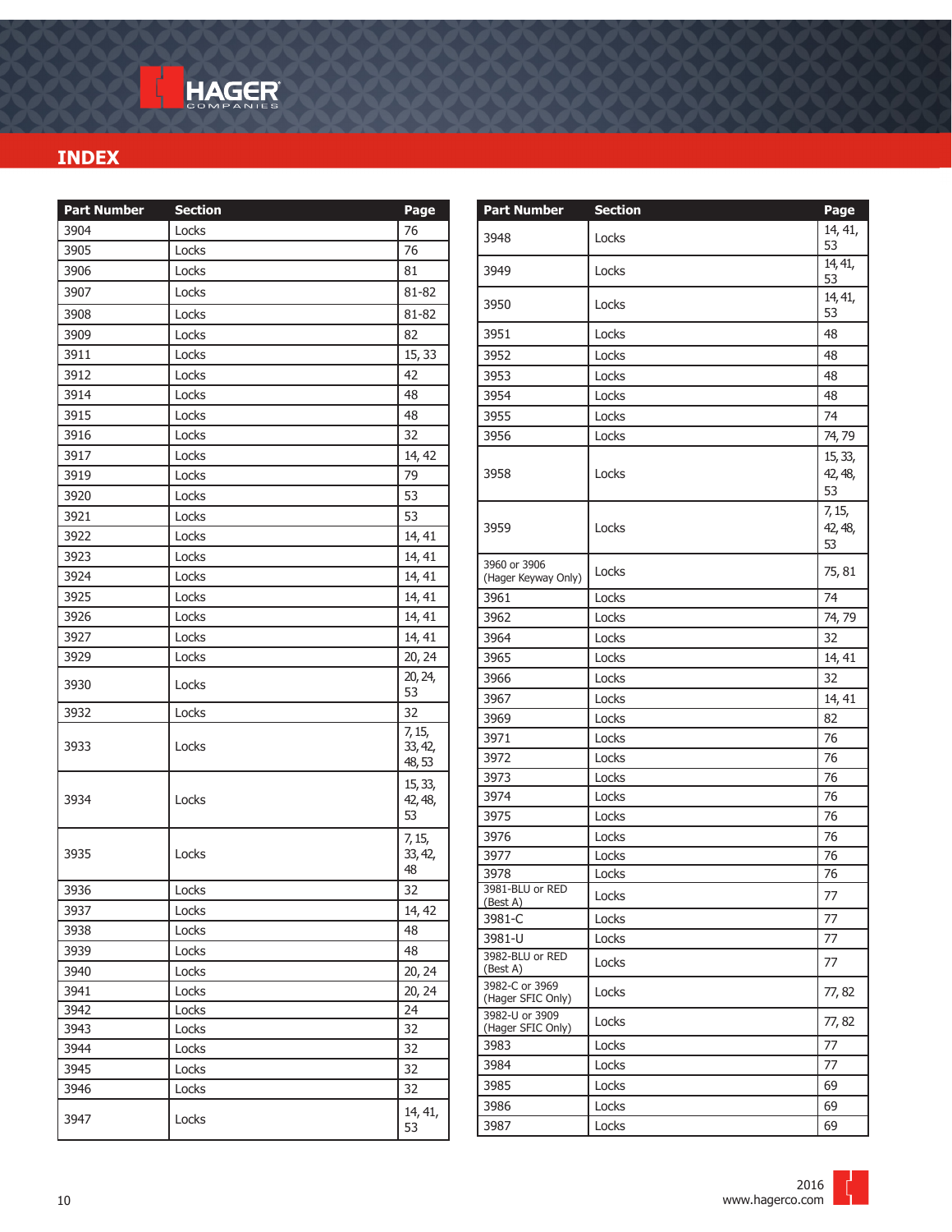# INDEX

| Part Number | Section | Page |
|---|---|---|
| 3904 | Locks | 76 |
| 3905 | Locks | 76 |
| 3906 | Locks | 81 |
| 3907 | Locks | 81-82 |
| 3908 | Locks | 81-82 |
| 3909 | Locks | 82 |
| 3911 | Locks | 15, 33 |
| 3912 | Locks | 42 |
| 3914 | Locks | 48 |
| 3915 | Locks | 48 |
| 3916 | Locks | 32 |
| 3917 | Locks | 14, 42 |
| 3919 | Locks | 79 |
| 3920 | Locks | 53 |
| 3921 | Locks | 53 |
| 3922 | Locks | 14, 41 |
| 3923 | Locks | 14, 41 |
| 3924 | Locks | 14, 41 |
| 3925 | Locks | 14, 41 |
| 3926 | Locks | 14, 41 |
| 3927 | Locks | 14, 41 |
| 3929 | Locks | 20, 24 |
| 3930 | Locks | 20, 24, 53 |
| 3932 | Locks | 32 |
| 3933 | Locks | 7, 15, 33, 42, 48, 53 |
| 3934 | Locks | 15, 33, 42, 48, 53 |
| 3935 | Locks | 7, 15, 33, 42, 48 |
| 3936 | Locks | 32 |
| 3937 | Locks | 14, 42 |
| 3938 | Locks | 48 |
| 3939 | Locks | 48 |
| 3940 | Locks | 20, 24 |
| 3941 | Locks | 20, 24 |
| 3942 | Locks | 24 |
| 3943 | Locks | 32 |
| 3944 | Locks | 32 |
| 3945 | Locks | 32 |
| 3946 | Locks | 32 |
| 3947 | Locks | 14, 41, 53 |

| Part Number | Section | Page |
|---|---|---|
| 3948 | Locks | 14, 41, 53 |
| 3949 | Locks | 14, 41, 53 |
| 3950 | Locks | 14, 41, 53 |
| 3951 | Locks | 48 |
| 3952 | Locks | 48 |
| 3953 | Locks | 48 |
| 3954 | Locks | 48 |
| 3955 | Locks | 74 |
| 3956 | Locks | 74, 79 |
| 3958 | Locks | 15, 33, 42, 48, 53 |
| 3959 | Locks | 7, 15, 42, 48, 53 |
| 3960 or 3906 (Hager Keyway Only) | Locks | 75, 81 |
| 3961 | Locks | 74 |
| 3962 | Locks | 74, 79 |
| 3964 | Locks | 32 |
| 3965 | Locks | 14, 41 |
| 3966 | Locks | 32 |
| 3967 | Locks | 14, 41 |
| 3969 | Locks | 82 |
| 3971 | Locks | 76 |
| 3972 | Locks | 76 |
| 3973 | Locks | 76 |
| 3974 | Locks | 76 |
| 3975 | Locks | 76 |
| 3976 | Locks | 76 |
| 3977 | Locks | 76 |
| 3978 | Locks | 76 |
| 3981-BLU or RED (Best A) | Locks | 77 |
| 3981-C | Locks | 77 |
| 3981-U | Locks | 77 |
| 3982-BLU or RED (Best A) | Locks | 77 |
| 3982-C or 3969 (Hager SFIC Only) | Locks | 77, 82 |
| 3982-U or 3909 (Hager SFIC Only) | Locks | 77, 82 |
| 3983 | Locks | 77 |
| 3984 | Locks | 77 |
| 3985 | Locks | 69 |
| 3986 | Locks | 69 |
| 3987 | Locks | 69 |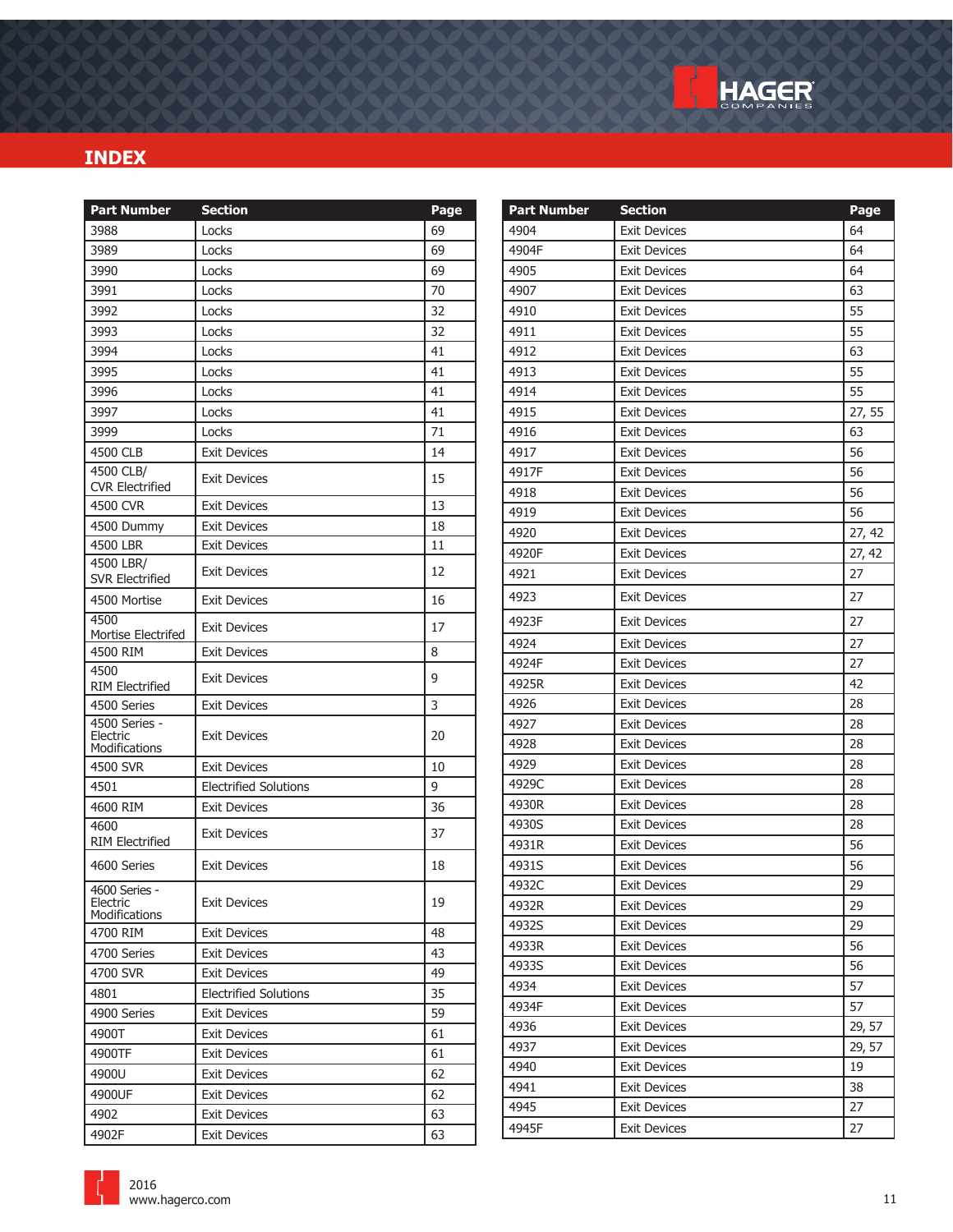# INDEX

| Part Number | Section | Page |
|---|---|---|
| 3988 | Locks | 69 |
| 3989 | Locks | 69 |
| 3990 | Locks | 69 |
| 3991 | Locks | 70 |
| 3992 | Locks | 32 |
| 3993 | Locks | 32 |
| 3994 | Locks | 41 |
| 3995 | Locks | 41 |
| 3996 | Locks | 41 |
| 3997 | Locks | 41 |
| 3999 | Locks | 71 |
| 4500 CLB | Exit Devices | 14 |
| 4500 CLB/ CVR Electrified | Exit Devices | 15 |
| 4500 CVR | Exit Devices | 13 |
| 4500 Dummy | Exit Devices | 18 |
| 4500 LBR | Exit Devices | 11 |
| 4500 LBR/ SVR Electrified | Exit Devices | 12 |
| 4500 Mortise | Exit Devices | 16 |
| 4500 Mortise Electrifed | Exit Devices | 17 |
| 4500 RIM | Exit Devices | 8 |
| 4500 RIM Electrified | Exit Devices | 9 |
| 4500 Series | Exit Devices | 3 |
| 4500 Series - Electric Modifications | Exit Devices | 20 |
| 4500 SVR | Exit Devices | 10 |
| 4501 | Electrified Solutions | 9 |
| 4600 RIM | Exit Devices | 36 |
| 4600 RIM Electrified | Exit Devices | 37 |
| 4600 Series | Exit Devices | 18 |
| 4600 Series - Electric Modifications | Exit Devices | 19 |
| 4700 RIM | Exit Devices | 48 |
| 4700 Series | Exit Devices | 43 |
| 4700 SVR | Exit Devices | 49 |
| 4801 | Electrified Solutions | 35 |
| 4900 Series | Exit Devices | 59 |
| 4900T | Exit Devices | 61 |
| 4900TF | Exit Devices | 61 |
| 4900U | Exit Devices | 62 |
| 4900UF | Exit Devices | 62 |
| 4902 | Exit Devices | 63 |
| 4902F | Exit Devices | 63 |
| 4904 | Exit Devices | 64 |
| 4904F | Exit Devices | 64 |
| 4905 | Exit Devices | 64 |
| 4907 | Exit Devices | 63 |
| 4910 | Exit Devices | 55 |
| 4911 | Exit Devices | 55 |
| 4912 | Exit Devices | 63 |
| 4913 | Exit Devices | 55 |
| 4914 | Exit Devices | 55 |
| 4915 | Exit Devices | 27, 55 |
| 4916 | Exit Devices | 63 |
| 4917 | Exit Devices | 56 |
| 4917F | Exit Devices | 56 |
| 4918 | Exit Devices | 56 |
| 4919 | Exit Devices | 56 |
| 4920 | Exit Devices | 27, 42 |
| 4920F | Exit Devices | 27, 42 |
| 4921 | Exit Devices | 27 |
| 4923 | Exit Devices | 27 |
| 4923F | Exit Devices | 27 |
| 4924 | Exit Devices | 27 |
| 4924F | Exit Devices | 27 |
| 4925R | Exit Devices | 42 |
| 4926 | Exit Devices | 28 |
| 4927 | Exit Devices | 28 |
| 4928 | Exit Devices | 28 |
| 4929 | Exit Devices | 28 |
| 4929C | Exit Devices | 28 |
| 4930R | Exit Devices | 28 |
| 4930S | Exit Devices | 28 |
| 4931R | Exit Devices | 56 |
| 4931S | Exit Devices | 56 |
| 4932C | Exit Devices | 29 |
| 4932R | Exit Devices | 29 |
| 4932S | Exit Devices | 29 |
| 4933R | Exit Devices | 56 |
| 4933S | Exit Devices | 56 |
| 4934 | Exit Devices | 57 |
| 4934F | Exit Devices | 57 |
| 4936 | Exit Devices | 29, 57 |
| 4937 | Exit Devices | 29, 57 |
| 4940 | Exit Devices | 19 |
| 4941 | Exit Devices | 38 |
| 4945 | Exit Devices | 27 |
| 4945F | Exit Devices | 27 |

2016
www.hagerco.com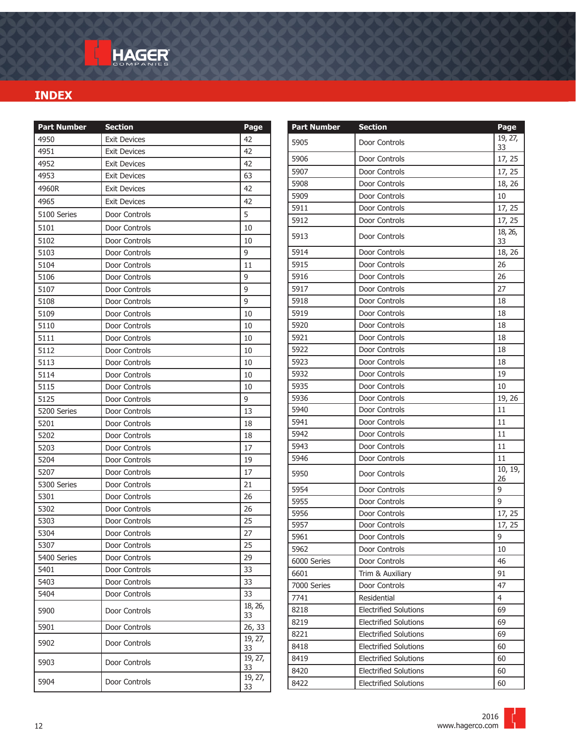# INDEX

| Part Number | Section | Page |
|---|---|---|
| 4950 | Exit Devices | 42 |
| 4951 | Exit Devices | 42 |
| 4952 | Exit Devices | 42 |
| 4953 | Exit Devices | 63 |
| 4960R | Exit Devices | 42 |
| 4965 | Exit Devices | 42 |
| 5100 Series | Door Controls | 5 |
| 5101 | Door Controls | 10 |
| 5102 | Door Controls | 10 |
| 5103 | Door Controls | 9 |
| 5104 | Door Controls | 11 |
| 5106 | Door Controls | 9 |
| 5107 | Door Controls | 9 |
| 5108 | Door Controls | 9 |
| 5109 | Door Controls | 10 |
| 5110 | Door Controls | 10 |
| 5111 | Door Controls | 10 |
| 5112 | Door Controls | 10 |
| 5113 | Door Controls | 10 |
| 5114 | Door Controls | 10 |
| 5115 | Door Controls | 10 |
| 5125 | Door Controls | 9 |
| 5200 Series | Door Controls | 13 |
| 5201 | Door Controls | 18 |
| 5202 | Door Controls | 18 |
| 5203 | Door Controls | 17 |
| 5204 | Door Controls | 19 |
| 5207 | Door Controls | 17 |
| 5300 Series | Door Controls | 21 |
| 5301 | Door Controls | 26 |
| 5302 | Door Controls | 26 |
| 5303 | Door Controls | 25 |
| 5304 | Door Controls | 27 |
| 5307 | Door Controls | 25 |
| 5400 Series | Door Controls | 29 |
| 5401 | Door Controls | 33 |
| 5403 | Door Controls | 33 |
| 5404 | Door Controls | 33 |
| 5900 | Door Controls | 18, 26, 33 |
| 5901 | Door Controls | 26, 33 |
| 5902 | Door Controls | 19, 27, 33 |
| 5903 | Door Controls | 19, 27, 33 |
| 5904 | Door Controls | 19, 27, 33 |
| 5905 | Door Controls | 19, 27, 33 |
| 5906 | Door Controls | 17, 25 |
| 5907 | Door Controls | 17, 25 |
| 5908 | Door Controls | 18, 26 |
| 5909 | Door Controls | 10 |
| 5911 | Door Controls | 17, 25 |
| 5912 | Door Controls | 17, 25 |
| 5913 | Door Controls | 18, 26, 33 |
| 5914 | Door Controls | 18, 26 |
| 5915 | Door Controls | 26 |
| 5916 | Door Controls | 26 |
| 5917 | Door Controls | 27 |
| 5918 | Door Controls | 18 |
| 5919 | Door Controls | 18 |
| 5920 | Door Controls | 18 |
| 5921 | Door Controls | 18 |
| 5922 | Door Controls | 18 |
| 5923 | Door Controls | 18 |
| 5932 | Door Controls | 19 |
| 5935 | Door Controls | 10 |
| 5936 | Door Controls | 19, 26 |
| 5940 | Door Controls | 11 |
| 5941 | Door Controls | 11 |
| 5942 | Door Controls | 11 |
| 5943 | Door Controls | 11 |
| 5946 | Door Controls | 11 |
| 5950 | Door Controls | 10, 19, 26 |
| 5954 | Door Controls | 9 |
| 5955 | Door Controls | 9 |
| 5956 | Door Controls | 17, 25 |
| 5957 | Door Controls | 17, 25 |
| 5961 | Door Controls | 9 |
| 5962 | Door Controls | 10 |
| 6000 Series | Door Controls | 46 |
| 6601 | Trim & Auxiliary | 91 |
| 7000 Series | Door Controls | 47 |
| 7741 | Residential | 4 |
| 8218 | Electrified Solutions | 69 |
| 8219 | Electrified Solutions | 69 |
| 8221 | Electrified Solutions | 69 |
| 8418 | Electrified Solutions | 60 |
| 8419 | Electrified Solutions | 60 |
| 8420 | Electrified Solutions | 60 |
| 8422 | Electrified Solutions | 60 |

2016
www.hagerco.com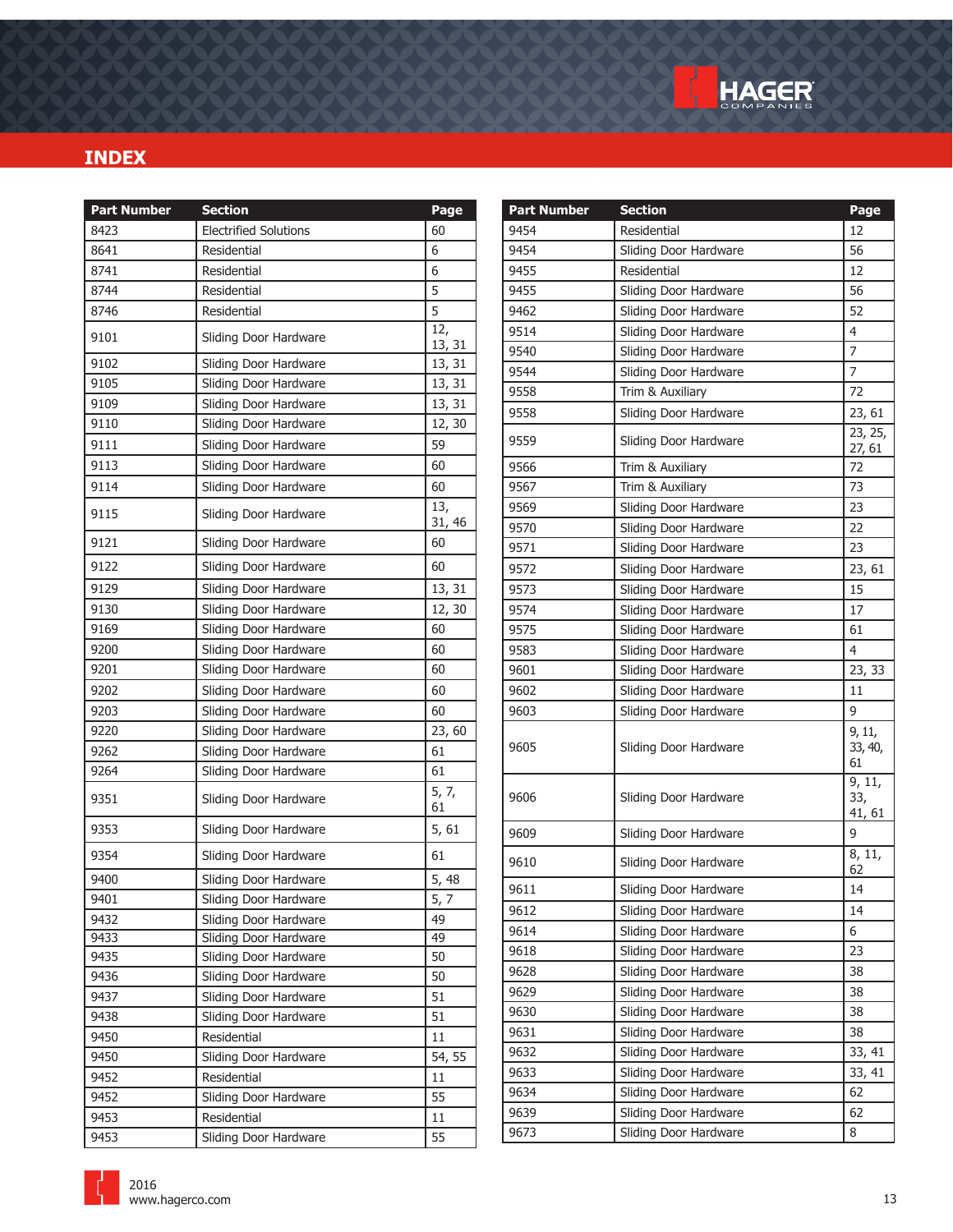# INDEX

| Part Number | Section | Page |
|---|---|---|
| 8423 | Electrified Solutions | 60 |
| 8641 | Residential | 6 |
| 8741 | Residential | 6 |
| 8744 | Residential | 5 |
| 8746 | Residential | 5 |
| 9101 | Sliding Door Hardware | 12, 13, 31 |
| 9102 | Sliding Door Hardware | 13, 31 |
| 9105 | Sliding Door Hardware | 13, 31 |
| 9109 | Sliding Door Hardware | 13, 31 |
| 9110 | Sliding Door Hardware | 12, 30 |
| 9111 | Sliding Door Hardware | 59 |
| 9113 | Sliding Door Hardware | 60 |
| 9114 | Sliding Door Hardware | 60 |
| 9115 | Sliding Door Hardware | 13, 31, 46 |
| 9121 | Sliding Door Hardware | 60 |
| 9122 | Sliding Door Hardware | 60 |
| 9129 | Sliding Door Hardware | 13, 31 |
| 9130 | Sliding Door Hardware | 12, 30 |
| 9169 | Sliding Door Hardware | 60 |
| 9200 | Sliding Door Hardware | 60 |
| 9201 | Sliding Door Hardware | 60 |
| 9202 | Sliding Door Hardware | 60 |
| 9203 | Sliding Door Hardware | 60 |
| 9220 | Sliding Door Hardware | 23, 60 |
| 9262 | Sliding Door Hardware | 61 |
| 9264 | Sliding Door Hardware | 61 |
| 9351 | Sliding Door Hardware | 5, 7, 61 |
| 9353 | Sliding Door Hardware | 5, 61 |
| 9354 | Sliding Door Hardware | 61 |
| 9400 | Sliding Door Hardware | 5, 48 |
| 9401 | Sliding Door Hardware | 5, 7 |
| 9432 | Sliding Door Hardware | 49 |
| 9433 | Sliding Door Hardware | 49 |
| 9435 | Sliding Door Hardware | 50 |
| 9436 | Sliding Door Hardware | 50 |
| 9437 | Sliding Door Hardware | 51 |
| 9438 | Sliding Door Hardware | 51 |
| 9450 | Residential | 11 |
| 9450 | Sliding Door Hardware | 54, 55 |
| 9452 | Residential | 11 |
| 9452 | Sliding Door Hardware | 55 |
| 9453 | Residential | 11 |
| 9453 | Sliding Door Hardware | 55 |
| 9454 | Residential | 12 |
| 9454 | Sliding Door Hardware | 56 |
| 9455 | Residential | 12 |
| 9455 | Sliding Door Hardware | 56 |
| 9462 | Sliding Door Hardware | 52 |
| 9514 | Sliding Door Hardware | 4 |
| 9540 | Sliding Door Hardware | 7 |
| 9544 | Sliding Door Hardware | 7 |
| 9558 | Trim & Auxiliary | 72 |
| 9558 | Sliding Door Hardware | 23, 61 |
| 9559 | Sliding Door Hardware | 23, 25, 27, 61 |
| 9566 | Trim & Auxiliary | 72 |
| 9567 | Trim & Auxiliary | 73 |
| 9569 | Sliding Door Hardware | 23 |
| 9570 | Sliding Door Hardware | 22 |
| 9571 | Sliding Door Hardware | 23 |
| 9572 | Sliding Door Hardware | 23, 61 |
| 9573 | Sliding Door Hardware | 15 |
| 9574 | Sliding Door Hardware | 17 |
| 9575 | Sliding Door Hardware | 61 |
| 9583 | Sliding Door Hardware | 4 |
| 9601 | Sliding Door Hardware | 23, 33 |
| 9602 | Sliding Door Hardware | 11 |
| 9603 | Sliding Door Hardware | 9 |
| 9605 | Sliding Door Hardware | 9, 11, 33, 40, 61 |
| 9606 | Sliding Door Hardware | 9, 11, 33, 41, 61 |
| 9609 | Sliding Door Hardware | 9 |
| 9610 | Sliding Door Hardware | 8, 11, 62 |
| 9611 | Sliding Door Hardware | 14 |
| 9612 | Sliding Door Hardware | 14 |
| 9614 | Sliding Door Hardware | 6 |
| 9618 | Sliding Door Hardware | 23 |
| 9628 | Sliding Door Hardware | 38 |
| 9629 | Sliding Door Hardware | 38 |
| 9630 | Sliding Door Hardware | 38 |
| 9631 | Sliding Door Hardware | 38 |
| 9632 | Sliding Door Hardware | 33, 41 |
| 9633 | Sliding Door Hardware | 33, 41 |
| 9634 | Sliding Door Hardware | 62 |
| 9639 | Sliding Door Hardware | 62 |
| 9673 | Sliding Door Hardware | 8 |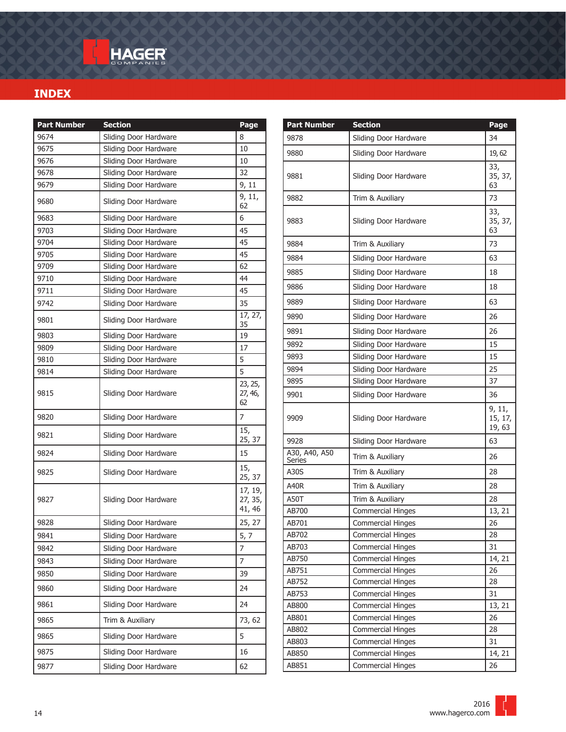# INDEX

| Part Number | Section | Page |
|---|---|---|
| 9674 | Sliding Door Hardware | 8 |
| 9675 | Sliding Door Hardware | 10 |
| 9676 | Sliding Door Hardware | 10 |
| 9678 | Sliding Door Hardware | 32 |
| 9679 | Sliding Door Hardware | 9, 11 |
| 9680 | Sliding Door Hardware | 9, 11, 62 |
| 9683 | Sliding Door Hardware | 6 |
| 9703 | Sliding Door Hardware | 45 |
| 9704 | Sliding Door Hardware | 45 |
| 9705 | Sliding Door Hardware | 45 |
| 9709 | Sliding Door Hardware | 62 |
| 9710 | Sliding Door Hardware | 44 |
| 9711 | Sliding Door Hardware | 45 |
| 9742 | Sliding Door Hardware | 35 |
| 9801 | Sliding Door Hardware | 17, 27, 35 |
| 9803 | Sliding Door Hardware | 19 |
| 9809 | Sliding Door Hardware | 17 |
| 9810 | Sliding Door Hardware | 5 |
| 9814 | Sliding Door Hardware | 5 |
| 9815 | Sliding Door Hardware | 23, 25, 27, 46, 62 |
| 9820 | Sliding Door Hardware | 7 |
| 9821 | Sliding Door Hardware | 15, 25, 37 |
| 9824 | Sliding Door Hardware | 15 |
| 9825 | Sliding Door Hardware | 15, 25, 37 |
| 9827 | Sliding Door Hardware | 17, 19, 27, 35, 41, 46 |
| 9828 | Sliding Door Hardware | 25, 27 |
| 9841 | Sliding Door Hardware | 5, 7 |
| 9842 | Sliding Door Hardware | 7 |
| 9843 | Sliding Door Hardware | 7 |
| 9850 | Sliding Door Hardware | 39 |
| 9860 | Sliding Door Hardware | 24 |
| 9861 | Sliding Door Hardware | 24 |
| 9865 | Trim & Auxiliary | 73, 62 |
| 9865 | Sliding Door Hardware | 5 |
| 9875 | Sliding Door Hardware | 16 |
| 9877 | Sliding Door Hardware | 62 |
| 9878 | Sliding Door Hardware | 34 |
| 9880 | Sliding Door Hardware | 19, 62 |
| 9881 | Sliding Door Hardware | 33, 35, 37, 63 |
| 9882 | Trim & Auxiliary | 73 |
| 9883 | Sliding Door Hardware | 33, 35, 37, 63 |
| 9884 | Trim & Auxiliary | 73 |
| 9884 | Sliding Door Hardware | 63 |
| 9885 | Sliding Door Hardware | 18 |
| 9886 | Sliding Door Hardware | 18 |
| 9889 | Sliding Door Hardware | 63 |
| 9890 | Sliding Door Hardware | 26 |
| 9891 | Sliding Door Hardware | 26 |
| 9892 | Sliding Door Hardware | 15 |
| 9893 | Sliding Door Hardware | 15 |
| 9894 | Sliding Door Hardware | 25 |
| 9895 | Sliding Door Hardware | 37 |
| 9901 | Sliding Door Hardware | 36 |
| 9909 | Sliding Door Hardware | 9, 11, 15, 17, 19, 63 |
| 9928 | Sliding Door Hardware | 63 |
| A30, A40, A50 Series | Trim & Auxiliary | 26 |
| A30S | Trim & Auxiliary | 28 |
| A40R | Trim & Auxiliary | 28 |
| A50T | Trim & Auxiliary | 28 |
| AB700 | Commercial Hinges | 13, 21 |
| AB701 | Commercial Hinges | 26 |
| AB702 | Commercial Hinges | 28 |
| AB703 | Commercial Hinges | 31 |
| AB750 | Commercial Hinges | 14, 21 |
| AB751 | Commercial Hinges | 26 |
| AB752 | Commercial Hinges | 28 |
| AB753 | Commercial Hinges | 31 |
| AB800 | Commercial Hinges | 13, 21 |
| AB801 | Commercial Hinges | 26 |
| AB802 | Commercial Hinges | 28 |
| AB803 | Commercial Hinges | 31 |
| AB850 | Commercial Hinges | 14, 21 |
| AB851 | Commercial Hinges | 26 |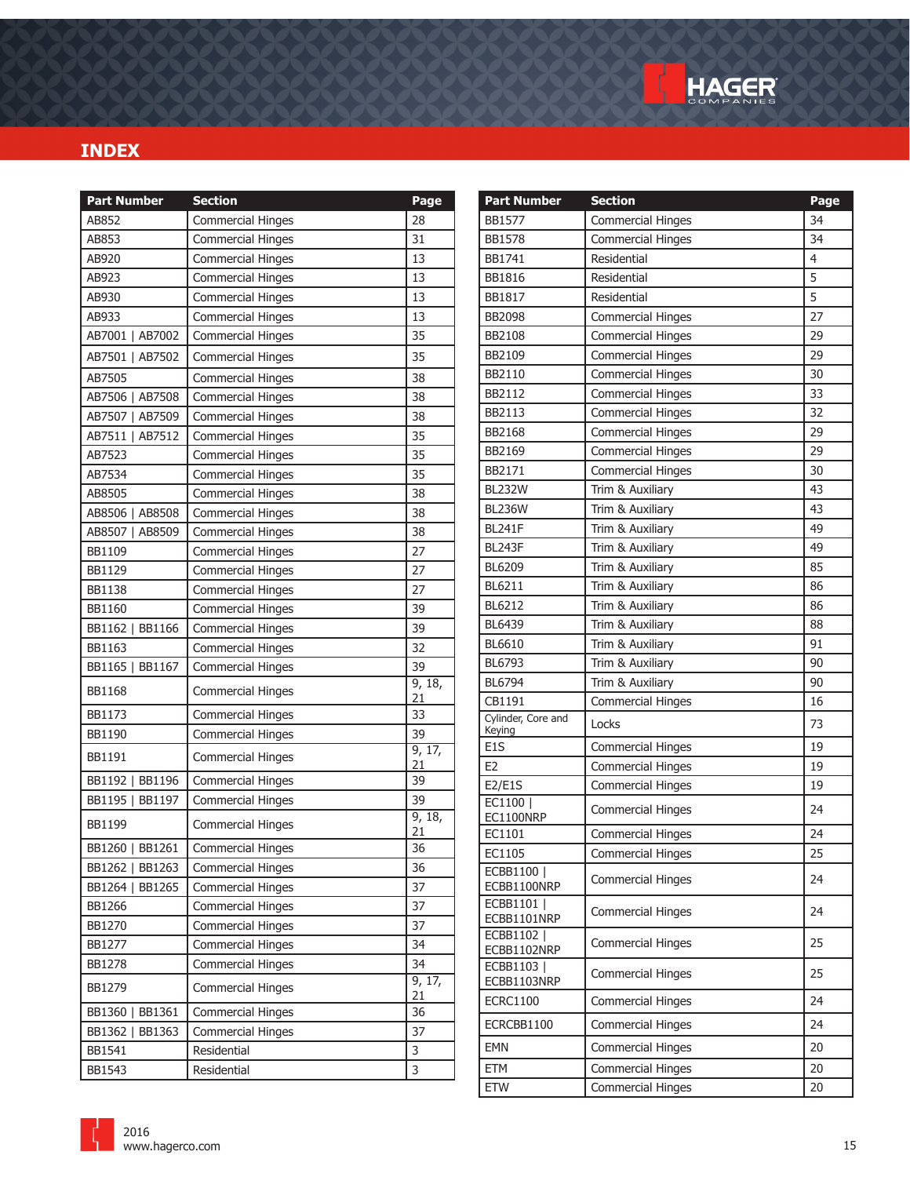# INDEX

| Part Number | Section | Page |
|---|---|---|
| AB852 | Commercial Hinges | 28 |
| AB853 | Commercial Hinges | 31 |
| AB920 | Commercial Hinges | 13 |
| AB923 | Commercial Hinges | 13 |
| AB930 | Commercial Hinges | 13 |
| AB933 | Commercial Hinges | 13 |
| AB7001 \| AB7002 | Commercial Hinges | 35 |
| AB7501 \| AB7502 | Commercial Hinges | 35 |
| AB7505 | Commercial Hinges | 38 |
| AB7506 \| AB7508 | Commercial Hinges | 38 |
| AB7507 \| AB7509 | Commercial Hinges | 38 |
| AB7511 \| AB7512 | Commercial Hinges | 35 |
| AB7523 | Commercial Hinges | 35 |
| AB7534 | Commercial Hinges | 35 |
| AB8505 | Commercial Hinges | 38 |
| AB8506 \| AB8508 | Commercial Hinges | 38 |
| AB8507 \| AB8509 | Commercial Hinges | 38 |
| BB1109 | Commercial Hinges | 27 |
| BB1129 | Commercial Hinges | 27 |
| BB1138 | Commercial Hinges | 27 |
| BB1160 | Commercial Hinges | 39 |
| BB1162 \| BB1166 | Commercial Hinges | 39 |
| BB1163 | Commercial Hinges | 32 |
| BB1165 \| BB1167 | Commercial Hinges | 39 |
| BB1168 | Commercial Hinges | 9, 18, 21 |
| BB1173 | Commercial Hinges | 33 |
| BB1190 | Commercial Hinges | 39 |
| BB1191 | Commercial Hinges | 9, 17, 21 |
| BB1192 \| BB1196 | Commercial Hinges | 39 |
| BB1195 \| BB1197 | Commercial Hinges | 39 |
| BB1199 | Commercial Hinges | 9, 18, 21 |
| BB1260 \| BB1261 | Commercial Hinges | 36 |
| BB1262 \| BB1263 | Commercial Hinges | 36 |
| BB1264 \| BB1265 | Commercial Hinges | 37 |
| BB1266 | Commercial Hinges | 37 |
| BB1270 | Commercial Hinges | 37 |
| BB1277 | Commercial Hinges | 34 |
| BB1278 | Commercial Hinges | 34 |
| BB1279 | Commercial Hinges | 9, 17, 21 |
| BB1360 \| BB1361 | Commercial Hinges | 36 |
| BB1362 \| BB1363 | Commercial Hinges | 37 |
| BB1541 | Residential | 3 |
| BB1543 | Residential | 3 |
| BB1577 | Commercial Hinges | 34 |
| BB1578 | Commercial Hinges | 34 |
| BB1741 | Residential | 4 |
| BB1816 | Residential | 5 |
| BB1817 | Residential | 5 |
| BB2098 | Commercial Hinges | 27 |
| BB2108 | Commercial Hinges | 29 |
| BB2109 | Commercial Hinges | 29 |
| BB2110 | Commercial Hinges | 30 |
| BB2112 | Commercial Hinges | 33 |
| BB2113 | Commercial Hinges | 32 |
| BB2168 | Commercial Hinges | 29 |
| BB2169 | Commercial Hinges | 29 |
| BB2171 | Commercial Hinges | 30 |
| BL232W | Trim & Auxiliary | 43 |
| BL236W | Trim & Auxiliary | 43 |
| BL241F | Trim & Auxiliary | 49 |
| BL243F | Trim & Auxiliary | 49 |
| BL6209 | Trim & Auxiliary | 85 |
| BL6211 | Trim & Auxiliary | 86 |
| BL6212 | Trim & Auxiliary | 86 |
| BL6439 | Trim & Auxiliary | 88 |
| BL6610 | Trim & Auxiliary | 91 |
| BL6793 | Trim & Auxiliary | 90 |
| BL6794 | Trim & Auxiliary | 90 |
| CB1191 | Commercial Hinges | 16 |
| Cylinder, Core and Keying | Locks | 73 |
| E1S | Commercial Hinges | 19 |
| E2 | Commercial Hinges | 19 |
| E2/E1S | Commercial Hinges | 19 |
| EC1100 \| EC1100NRP | Commercial Hinges | 24 |
| EC1101 | Commercial Hinges | 24 |
| EC1105 | Commercial Hinges | 25 |
| ECBB1100 \| ECBB1100NRP | Commercial Hinges | 24 |
| ECBB1101 \| ECBB1101NRP | Commercial Hinges | 24 |
| ECBB1102 \| ECBB1102NRP | Commercial Hinges | 25 |
| ECBB1103 \| ECBB1103NRP | Commercial Hinges | 25 |
| ECRC1100 | Commercial Hinges | 24 |
| ECRCBB1100 | Commercial Hinges | 24 |
| EMN | Commercial Hinges | 20 |
| ETM | Commercial Hinges | 20 |
| ETW | Commercial Hinges | 20 |

2016
www.hagerco.com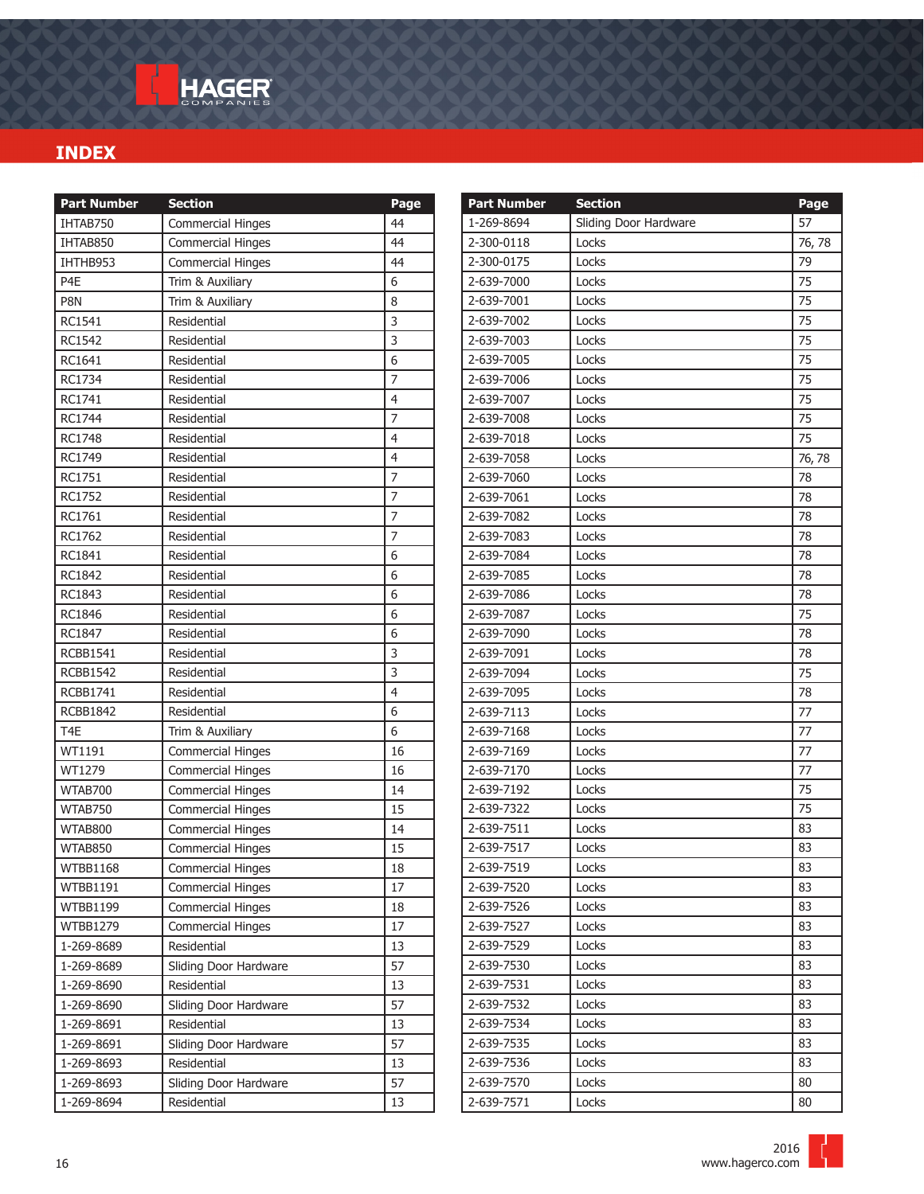# INDEX

| Part Number | Section | Page |
|---|---|---|
| IHTAB750 | Commercial Hinges | 44 |
| IHTAB850 | Commercial Hinges | 44 |
| IHTHB953 | Commercial Hinges | 44 |
| P4E | Trim & Auxiliary | 6 |
| P8N | Trim & Auxiliary | 8 |
| RC1541 | Residential | 3 |
| RC1542 | Residential | 3 |
| RC1641 | Residential | 6 |
| RC1734 | Residential | 7 |
| RC1741 | Residential | 4 |
| RC1744 | Residential | 7 |
| RC1748 | Residential | 4 |
| RC1749 | Residential | 4 |
| RC1751 | Residential | 7 |
| RC1752 | Residential | 7 |
| RC1761 | Residential | 7 |
| RC1762 | Residential | 7 |
| RC1841 | Residential | 6 |
| RC1842 | Residential | 6 |
| RC1843 | Residential | 6 |
| RC1846 | Residential | 6 |
| RC1847 | Residential | 6 |
| RCBB1541 | Residential | 3 |
| RCBB1542 | Residential | 3 |
| RCBB1741 | Residential | 4 |
| RCBB1842 | Residential | 6 |
| T4E | Trim & Auxiliary | 6 |
| WT1191 | Commercial Hinges | 16 |
| WT1279 | Commercial Hinges | 16 |
| WTAB700 | Commercial Hinges | 14 |
| WTAB750 | Commercial Hinges | 15 |
| WTAB800 | Commercial Hinges | 14 |
| WTAB850 | Commercial Hinges | 15 |
| WTBB1168 | Commercial Hinges | 18 |
| WTBB1191 | Commercial Hinges | 17 |
| WTBB1199 | Commercial Hinges | 18 |
| WTBB1279 | Commercial Hinges | 17 |
| 1-269-8689 | Residential | 13 |
| 1-269-8689 | Sliding Door Hardware | 57 |
| 1-269-8690 | Residential | 13 |
| 1-269-8690 | Sliding Door Hardware | 57 |
| 1-269-8691 | Residential | 13 |
| 1-269-8691 | Sliding Door Hardware | 57 |
| 1-269-8693 | Residential | 13 |
| 1-269-8693 | Sliding Door Hardware | 57 |
| 1-269-8694 | Residential | 13 |
| 1-269-8694 | Sliding Door Hardware | 57 |
| 2-300-0118 | Locks | 76, 78 |
| 2-300-0175 | Locks | 79 |
| 2-639-7000 | Locks | 75 |
| 2-639-7001 | Locks | 75 |
| 2-639-7002 | Locks | 75 |
| 2-639-7003 | Locks | 75 |
| 2-639-7005 | Locks | 75 |
| 2-639-7006 | Locks | 75 |
| 2-639-7007 | Locks | 75 |
| 2-639-7008 | Locks | 75 |
| 2-639-7018 | Locks | 75 |
| 2-639-7058 | Locks | 76, 78 |
| 2-639-7060 | Locks | 78 |
| 2-639-7061 | Locks | 78 |
| 2-639-7082 | Locks | 78 |
| 2-639-7083 | Locks | 78 |
| 2-639-7084 | Locks | 78 |
| 2-639-7085 | Locks | 78 |
| 2-639-7086 | Locks | 78 |
| 2-639-7087 | Locks | 75 |
| 2-639-7090 | Locks | 78 |
| 2-639-7091 | Locks | 78 |
| 2-639-7094 | Locks | 75 |
| 2-639-7095 | Locks | 78 |
| 2-639-7113 | Locks | 77 |
| 2-639-7168 | Locks | 77 |
| 2-639-7169 | Locks | 77 |
| 2-639-7170 | Locks | 77 |
| 2-639-7192 | Locks | 75 |
| 2-639-7322 | Locks | 75 |
| 2-639-7511 | Locks | 83 |
| 2-639-7517 | Locks | 83 |
| 2-639-7519 | Locks | 83 |
| 2-639-7520 | Locks | 83 |
| 2-639-7526 | Locks | 83 |
| 2-639-7527 | Locks | 83 |
| 2-639-7529 | Locks | 83 |
| 2-639-7530 | Locks | 83 |
| 2-639-7531 | Locks | 83 |
| 2-639-7532 | Locks | 83 |
| 2-639-7534 | Locks | 83 |
| 2-639-7535 | Locks | 83 |
| 2-639-7536 | Locks | 83 |
| 2-639-7570 | Locks | 80 |
| 2-639-7571 | Locks | 80 |

2016
www.hagerco.com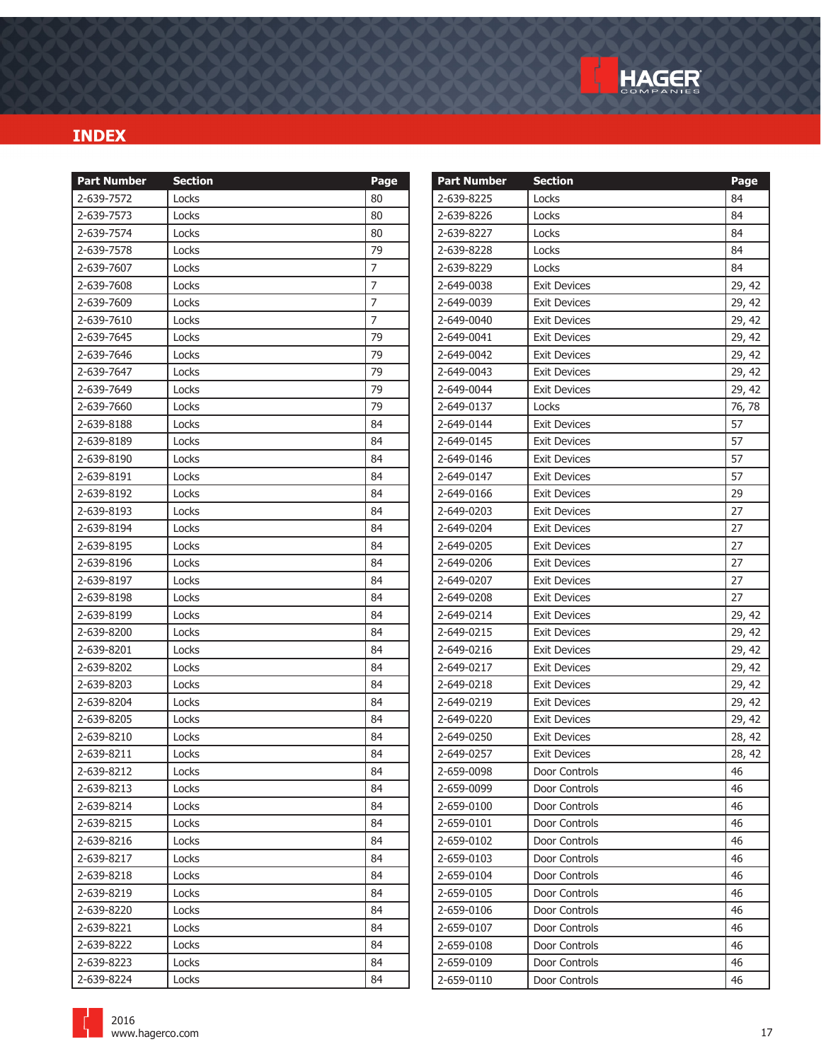# INDEX

| Part Number | Section | Page |
|---|---|---|
| 2-639-7572 | Locks | 80 |
| 2-639-7573 | Locks | 80 |
| 2-639-7574 | Locks | 80 |
| 2-639-7578 | Locks | 79 |
| 2-639-7607 | Locks | 7 |
| 2-639-7608 | Locks | 7 |
| 2-639-7609 | Locks | 7 |
| 2-639-7610 | Locks | 7 |
| 2-639-7645 | Locks | 79 |
| 2-639-7646 | Locks | 79 |
| 2-639-7647 | Locks | 79 |
| 2-639-7649 | Locks | 79 |
| 2-639-7660 | Locks | 79 |
| 2-639-8188 | Locks | 84 |
| 2-639-8189 | Locks | 84 |
| 2-639-8190 | Locks | 84 |
| 2-639-8191 | Locks | 84 |
| 2-639-8192 | Locks | 84 |
| 2-639-8193 | Locks | 84 |
| 2-639-8194 | Locks | 84 |
| 2-639-8195 | Locks | 84 |
| 2-639-8196 | Locks | 84 |
| 2-639-8197 | Locks | 84 |
| 2-639-8198 | Locks | 84 |
| 2-639-8199 | Locks | 84 |
| 2-639-8200 | Locks | 84 |
| 2-639-8201 | Locks | 84 |
| 2-639-8202 | Locks | 84 |
| 2-639-8203 | Locks | 84 |
| 2-639-8204 | Locks | 84 |
| 2-639-8205 | Locks | 84 |
| 2-639-8210 | Locks | 84 |
| 2-639-8211 | Locks | 84 |
| 2-639-8212 | Locks | 84 |
| 2-639-8213 | Locks | 84 |
| 2-639-8214 | Locks | 84 |
| 2-639-8215 | Locks | 84 |
| 2-639-8216 | Locks | 84 |
| 2-639-8217 | Locks | 84 |
| 2-639-8218 | Locks | 84 |
| 2-639-8219 | Locks | 84 |
| 2-639-8220 | Locks | 84 |
| 2-639-8221 | Locks | 84 |
| 2-639-8222 | Locks | 84 |
| 2-639-8223 | Locks | 84 |
| 2-639-8224 | Locks | 84 |
| 2-639-8225 | Locks | 84 |
| 2-639-8226 | Locks | 84 |
| 2-639-8227 | Locks | 84 |
| 2-639-8228 | Locks | 84 |
| 2-639-8229 | Locks | 84 |
| 2-649-0038 | Exit Devices | 29, 42 |
| 2-649-0039 | Exit Devices | 29, 42 |
| 2-649-0040 | Exit Devices | 29, 42 |
| 2-649-0041 | Exit Devices | 29, 42 |
| 2-649-0042 | Exit Devices | 29, 42 |
| 2-649-0043 | Exit Devices | 29, 42 |
| 2-649-0044 | Exit Devices | 29, 42 |
| 2-649-0137 | Locks | 76, 78 |
| 2-649-0144 | Exit Devices | 57 |
| 2-649-0145 | Exit Devices | 57 |
| 2-649-0146 | Exit Devices | 57 |
| 2-649-0147 | Exit Devices | 57 |
| 2-649-0166 | Exit Devices | 29 |
| 2-649-0203 | Exit Devices | 27 |
| 2-649-0204 | Exit Devices | 27 |
| 2-649-0205 | Exit Devices | 27 |
| 2-649-0206 | Exit Devices | 27 |
| 2-649-0207 | Exit Devices | 27 |
| 2-649-0208 | Exit Devices | 27 |
| 2-649-0214 | Exit Devices | 29, 42 |
| 2-649-0215 | Exit Devices | 29, 42 |
| 2-649-0216 | Exit Devices | 29, 42 |
| 2-649-0217 | Exit Devices | 29, 42 |
| 2-649-0218 | Exit Devices | 29, 42 |
| 2-649-0219 | Exit Devices | 29, 42 |
| 2-649-0220 | Exit Devices | 29, 42 |
| 2-649-0250 | Exit Devices | 28, 42 |
| 2-649-0257 | Exit Devices | 28, 42 |
| 2-659-0098 | Door Controls | 46 |
| 2-659-0099 | Door Controls | 46 |
| 2-659-0100 | Door Controls | 46 |
| 2-659-0101 | Door Controls | 46 |
| 2-659-0102 | Door Controls | 46 |
| 2-659-0103 | Door Controls | 46 |
| 2-659-0104 | Door Controls | 46 |
| 2-659-0105 | Door Controls | 46 |
| 2-659-0106 | Door Controls | 46 |
| 2-659-0107 | Door Controls | 46 |
| 2-659-0108 | Door Controls | 46 |
| 2-659-0109 | Door Controls | 46 |
| 2-659-0110 | Door Controls | 46 |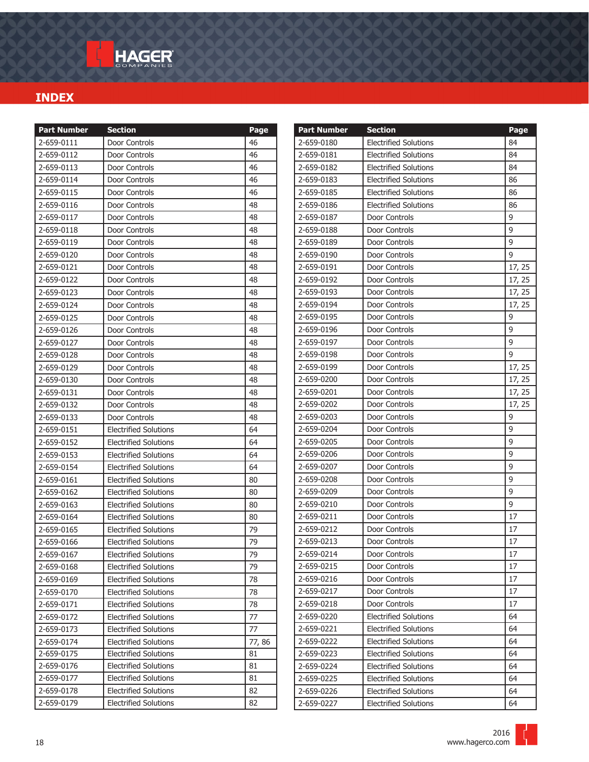## INDEX

| Part Number | Section | Page |
|---|---|---|
| 2-659-0111 | Door Controls | 46 |
| 2-659-0112 | Door Controls | 46 |
| 2-659-0113 | Door Controls | 46 |
| 2-659-0114 | Door Controls | 46 |
| 2-659-0115 | Door Controls | 46 |
| 2-659-0116 | Door Controls | 48 |
| 2-659-0117 | Door Controls | 48 |
| 2-659-0118 | Door Controls | 48 |
| 2-659-0119 | Door Controls | 48 |
| 2-659-0120 | Door Controls | 48 |
| 2-659-0121 | Door Controls | 48 |
| 2-659-0122 | Door Controls | 48 |
| 2-659-0123 | Door Controls | 48 |
| 2-659-0124 | Door Controls | 48 |
| 2-659-0125 | Door Controls | 48 |
| 2-659-0126 | Door Controls | 48 |
| 2-659-0127 | Door Controls | 48 |
| 2-659-0128 | Door Controls | 48 |
| 2-659-0129 | Door Controls | 48 |
| 2-659-0130 | Door Controls | 48 |
| 2-659-0131 | Door Controls | 48 |
| 2-659-0132 | Door Controls | 48 |
| 2-659-0133 | Door Controls | 48 |
| 2-659-0151 | Electrified Solutions | 64 |
| 2-659-0152 | Electrified Solutions | 64 |
| 2-659-0153 | Electrified Solutions | 64 |
| 2-659-0154 | Electrified Solutions | 64 |
| 2-659-0161 | Electrified Solutions | 80 |
| 2-659-0162 | Electrified Solutions | 80 |
| 2-659-0163 | Electrified Solutions | 80 |
| 2-659-0164 | Electrified Solutions | 80 |
| 2-659-0165 | Electrified Solutions | 79 |
| 2-659-0166 | Electrified Solutions | 79 |
| 2-659-0167 | Electrified Solutions | 79 |
| 2-659-0168 | Electrified Solutions | 79 |
| 2-659-0169 | Electrified Solutions | 78 |
| 2-659-0170 | Electrified Solutions | 78 |
| 2-659-0171 | Electrified Solutions | 78 |
| 2-659-0172 | Electrified Solutions | 77 |
| 2-659-0173 | Electrified Solutions | 77 |
| 2-659-0174 | Electrified Solutions | 77, 86 |
| 2-659-0175 | Electrified Solutions | 81 |
| 2-659-0176 | Electrified Solutions | 81 |
| 2-659-0177 | Electrified Solutions | 81 |
| 2-659-0178 | Electrified Solutions | 82 |
| 2-659-0179 | Electrified Solutions | 82 |
| 2-659-0180 | Electrified Solutions | 84 |
| 2-659-0181 | Electrified Solutions | 84 |
| 2-659-0182 | Electrified Solutions | 84 |
| 2-659-0183 | Electrified Solutions | 86 |
| 2-659-0185 | Electrified Solutions | 86 |
| 2-659-0186 | Electrified Solutions | 86 |
| 2-659-0187 | Door Controls | 9 |
| 2-659-0188 | Door Controls | 9 |
| 2-659-0189 | Door Controls | 9 |
| 2-659-0190 | Door Controls | 9 |
| 2-659-0191 | Door Controls | 17, 25 |
| 2-659-0192 | Door Controls | 17, 25 |
| 2-659-0193 | Door Controls | 17, 25 |
| 2-659-0194 | Door Controls | 17, 25 |
| 2-659-0195 | Door Controls | 9 |
| 2-659-0196 | Door Controls | 9 |
| 2-659-0197 | Door Controls | 9 |
| 2-659-0198 | Door Controls | 9 |
| 2-659-0199 | Door Controls | 17, 25 |
| 2-659-0200 | Door Controls | 17, 25 |
| 2-659-0201 | Door Controls | 17, 25 |
| 2-659-0202 | Door Controls | 17, 25 |
| 2-659-0203 | Door Controls | 9 |
| 2-659-0204 | Door Controls | 9 |
| 2-659-0205 | Door Controls | 9 |
| 2-659-0206 | Door Controls | 9 |
| 2-659-0207 | Door Controls | 9 |
| 2-659-0208 | Door Controls | 9 |
| 2-659-0209 | Door Controls | 9 |
| 2-659-0210 | Door Controls | 9 |
| 2-659-0211 | Door Controls | 17 |
| 2-659-0212 | Door Controls | 17 |
| 2-659-0213 | Door Controls | 17 |
| 2-659-0214 | Door Controls | 17 |
| 2-659-0215 | Door Controls | 17 |
| 2-659-0216 | Door Controls | 17 |
| 2-659-0217 | Door Controls | 17 |
| 2-659-0218 | Door Controls | 17 |
| 2-659-0220 | Electrified Solutions | 64 |
| 2-659-0221 | Electrified Solutions | 64 |
| 2-659-0222 | Electrified Solutions | 64 |
| 2-659-0223 | Electrified Solutions | 64 |
| 2-659-0224 | Electrified Solutions | 64 |
| 2-659-0225 | Electrified Solutions | 64 |
| 2-659-0226 | Electrified Solutions | 64 |
| 2-659-0227 | Electrified Solutions | 64 |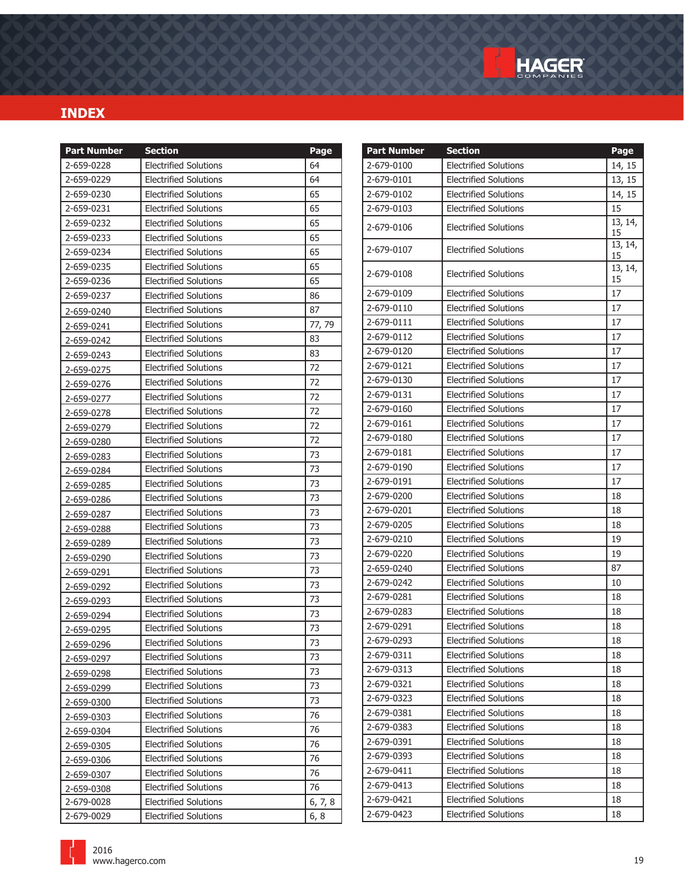# INDEX

| Part Number | Section | Page |
|---|---|---|
| 2-659-0228 | Electrified Solutions | 64 |
| 2-659-0229 | Electrified Solutions | 64 |
| 2-659-0230 | Electrified Solutions | 65 |
| 2-659-0231 | Electrified Solutions | 65 |
| 2-659-0232 | Electrified Solutions | 65 |
| 2-659-0233 | Electrified Solutions | 65 |
| 2-659-0234 | Electrified Solutions | 65 |
| 2-659-0235 | Electrified Solutions | 65 |
| 2-659-0236 | Electrified Solutions | 65 |
| 2-659-0237 | Electrified Solutions | 86 |
| 2-659-0240 | Electrified Solutions | 87 |
| 2-659-0241 | Electrified Solutions | 77, 79 |
| 2-659-0242 | Electrified Solutions | 83 |
| 2-659-0243 | Electrified Solutions | 83 |
| 2-659-0275 | Electrified Solutions | 72 |
| 2-659-0276 | Electrified Solutions | 72 |
| 2-659-0277 | Electrified Solutions | 72 |
| 2-659-0278 | Electrified Solutions | 72 |
| 2-659-0279 | Electrified Solutions | 72 |
| 2-659-0280 | Electrified Solutions | 72 |
| 2-659-0283 | Electrified Solutions | 73 |
| 2-659-0284 | Electrified Solutions | 73 |
| 2-659-0285 | Electrified Solutions | 73 |
| 2-659-0286 | Electrified Solutions | 73 |
| 2-659-0287 | Electrified Solutions | 73 |
| 2-659-0288 | Electrified Solutions | 73 |
| 2-659-0289 | Electrified Solutions | 73 |
| 2-659-0290 | Electrified Solutions | 73 |
| 2-659-0291 | Electrified Solutions | 73 |
| 2-659-0292 | Electrified Solutions | 73 |
| 2-659-0293 | Electrified Solutions | 73 |
| 2-659-0294 | Electrified Solutions | 73 |
| 2-659-0295 | Electrified Solutions | 73 |
| 2-659-0296 | Electrified Solutions | 73 |
| 2-659-0297 | Electrified Solutions | 73 |
| 2-659-0298 | Electrified Solutions | 73 |
| 2-659-0299 | Electrified Solutions | 73 |
| 2-659-0300 | Electrified Solutions | 73 |
| 2-659-0303 | Electrified Solutions | 76 |
| 2-659-0304 | Electrified Solutions | 76 |
| 2-659-0305 | Electrified Solutions | 76 |
| 2-659-0306 | Electrified Solutions | 76 |
| 2-659-0307 | Electrified Solutions | 76 |
| 2-659-0308 | Electrified Solutions | 76 |
| 2-679-0028 | Electrified Solutions | 6, 7, 8 |
| 2-679-0029 | Electrified Solutions | 6, 8 |

| Part Number | Section | Page |
|---|---|---|
| 2-679-0100 | Electrified Solutions | 14, 15 |
| 2-679-0101 | Electrified Solutions | 13, 15 |
| 2-679-0102 | Electrified Solutions | 14, 15 |
| 2-679-0103 | Electrified Solutions | 15 |
| 2-679-0106 | Electrified Solutions | 13, 14, 15 |
| 2-679-0107 | Electrified Solutions | 13, 14, 15 |
| 2-679-0108 | Electrified Solutions | 13, 14, 15 |
| 2-679-0109 | Electrified Solutions | 17 |
| 2-679-0110 | Electrified Solutions | 17 |
| 2-679-0111 | Electrified Solutions | 17 |
| 2-679-0112 | Electrified Solutions | 17 |
| 2-679-0120 | Electrified Solutions | 17 |
| 2-679-0121 | Electrified Solutions | 17 |
| 2-679-0130 | Electrified Solutions | 17 |
| 2-679-0131 | Electrified Solutions | 17 |
| 2-679-0160 | Electrified Solutions | 17 |
| 2-679-0161 | Electrified Solutions | 17 |
| 2-679-0180 | Electrified Solutions | 17 |
| 2-679-0181 | Electrified Solutions | 17 |
| 2-679-0190 | Electrified Solutions | 17 |
| 2-679-0191 | Electrified Solutions | 17 |
| 2-679-0200 | Electrified Solutions | 18 |
| 2-679-0201 | Electrified Solutions | 18 |
| 2-679-0205 | Electrified Solutions | 18 |
| 2-679-0210 | Electrified Solutions | 19 |
| 2-679-0220 | Electrified Solutions | 19 |
| 2-659-0240 | Electrified Solutions | 87 |
| 2-679-0242 | Electrified Solutions | 10 |
| 2-679-0281 | Electrified Solutions | 18 |
| 2-679-0283 | Electrified Solutions | 18 |
| 2-679-0291 | Electrified Solutions | 18 |
| 2-679-0293 | Electrified Solutions | 18 |
| 2-679-0311 | Electrified Solutions | 18 |
| 2-679-0313 | Electrified Solutions | 18 |
| 2-679-0321 | Electrified Solutions | 18 |
| 2-679-0323 | Electrified Solutions | 18 |
| 2-679-0381 | Electrified Solutions | 18 |
| 2-679-0383 | Electrified Solutions | 18 |
| 2-679-0391 | Electrified Solutions | 18 |
| 2-679-0393 | Electrified Solutions | 18 |
| 2-679-0411 | Electrified Solutions | 18 |
| 2-679-0413 | Electrified Solutions | 18 |
| 2-679-0421 | Electrified Solutions | 18 |
| 2-679-0423 | Electrified Solutions | 18 |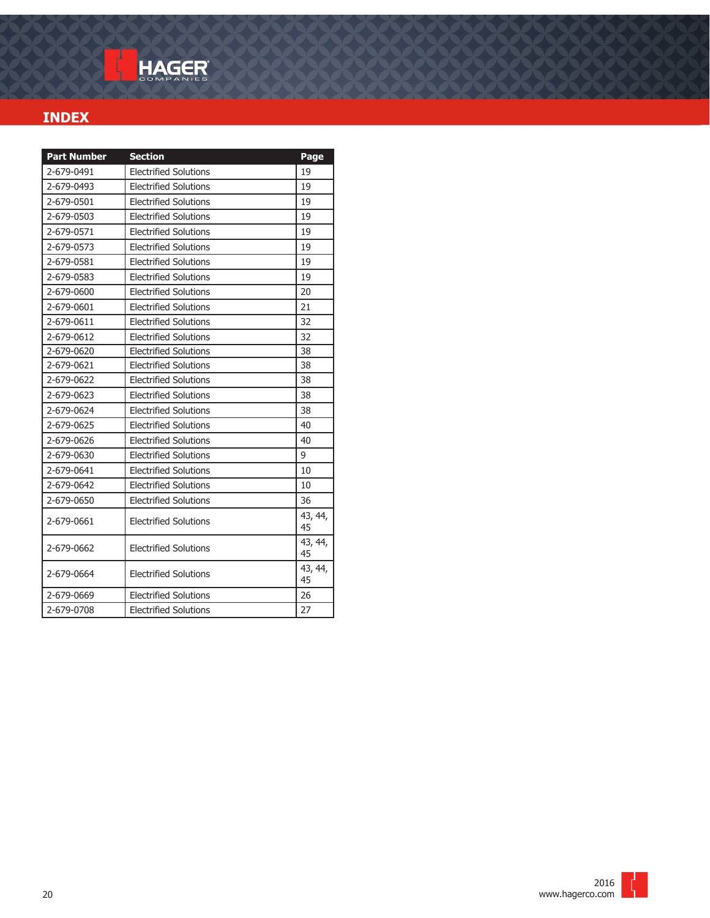# INDEX

| Part Number | Section | Page |
|---|---|---|
| 2-679-0491 | Electrified Solutions | 19 |
| 2-679-0493 | Electrified Solutions | 19 |
| 2-679-0501 | Electrified Solutions | 19 |
| 2-679-0503 | Electrified Solutions | 19 |
| 2-679-0571 | Electrified Solutions | 19 |
| 2-679-0573 | Electrified Solutions | 19 |
| 2-679-0581 | Electrified Solutions | 19 |
| 2-679-0583 | Electrified Solutions | 19 |
| 2-679-0600 | Electrified Solutions | 20 |
| 2-679-0601 | Electrified Solutions | 21 |
| 2-679-0611 | Electrified Solutions | 32 |
| 2-679-0612 | Electrified Solutions | 32 |
| 2-679-0620 | Electrified Solutions | 38 |
| 2-679-0621 | Electrified Solutions | 38 |
| 2-679-0622 | Electrified Solutions | 38 |
| 2-679-0623 | Electrified Solutions | 38 |
| 2-679-0624 | Electrified Solutions | 38 |
| 2-679-0625 | Electrified Solutions | 40 |
| 2-679-0626 | Electrified Solutions | 40 |
| 2-679-0630 | Electrified Solutions | 9 |
| 2-679-0641 | Electrified Solutions | 10 |
| 2-679-0642 | Electrified Solutions | 10 |
| 2-679-0650 | Electrified Solutions | 36 |
| 2-679-0661 | Electrified Solutions | 43, 44, 45 |
| 2-679-0662 | Electrified Solutions | 43, 44, 45 |
| 2-679-0664 | Electrified Solutions | 43, 44, 45 |
| 2-679-0669 | Electrified Solutions | 26 |
| 2-679-0708 | Electrified Solutions | 27 |